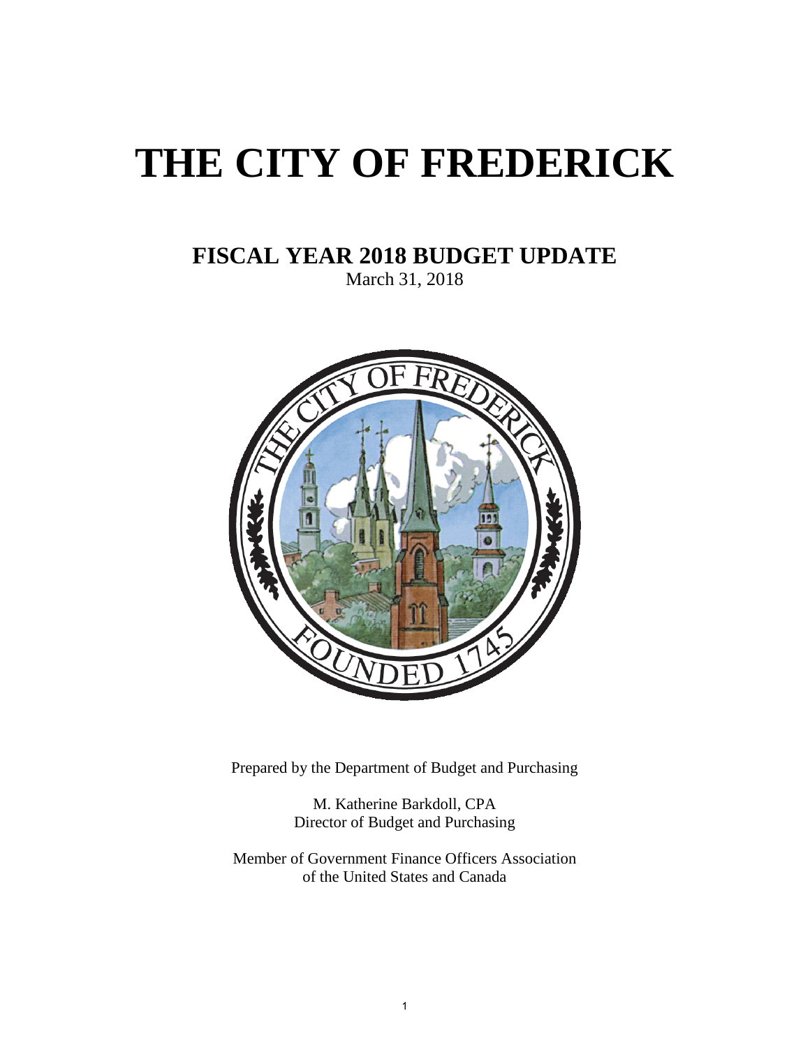# THE CITY OF FREDERICK

## FISCAL YEAR 2018 BUDGET UPDATE

March 31, 2018

Prepared by the Department of Budget and Purchasing

M. Katherine Barkdoll, CPA
Director of Budget and Purchasing

Member of Government Finance Officers Association
of the United States and Canada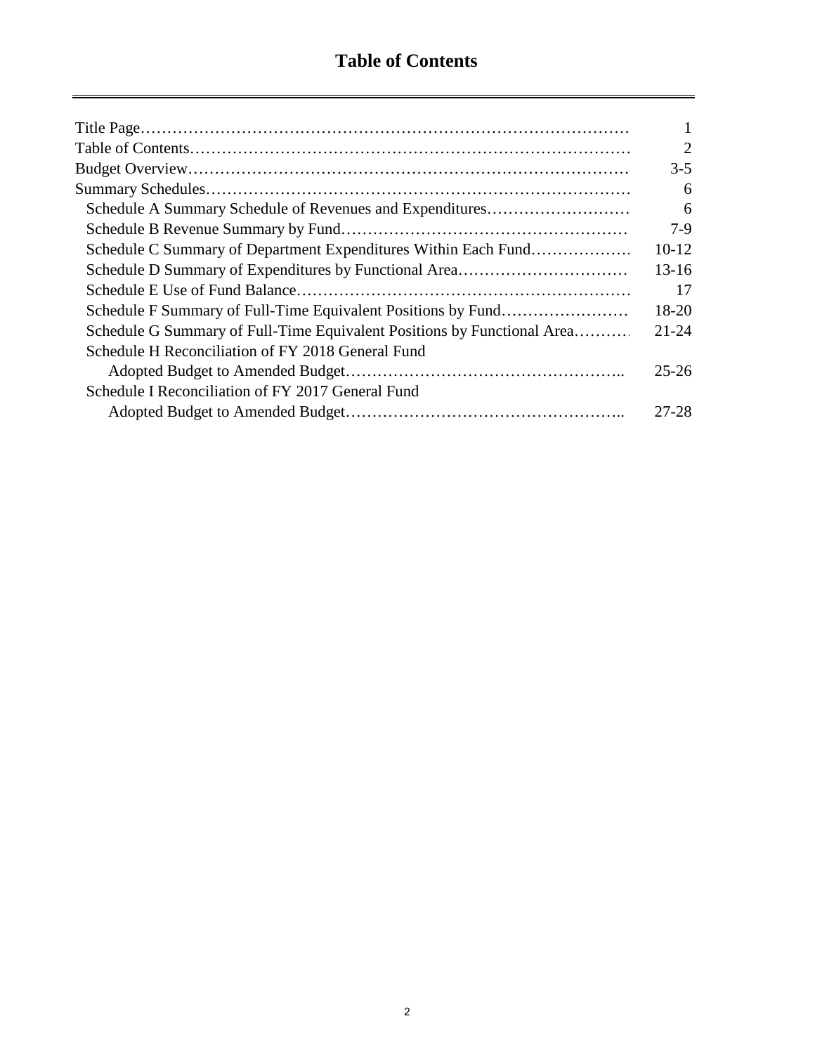# Table of Contents

| | |
|---|---|
| Title Page | 1 |
| Table of Contents | 2 |
| Budget Overview | 3-5 |
| Summary Schedules | 6 |
| Schedule A Summary Schedule of Revenues and Expenditures | 6 |
| Schedule B Revenue Summary by Fund | 7-9 |
| Schedule C Summary of Department Expenditures Within Each Fund | 10-12 |
| Schedule D Summary of Expenditures by Functional Area | 13-16 |
| Schedule E Use of Fund Balance | 17 |
| Schedule F Summary of Full-Time Equivalent Positions by Fund | 18-20 |
| Schedule G Summary of Full-Time Equivalent Positions by Functional Area | 21-24 |
| Schedule H Reconciliation of FY 2018 General Fund Adopted Budget to Amended Budget | 25-26 |
| Schedule I Reconciliation of FY 2017 General Fund Adopted Budget to Amended Budget | 27-28 |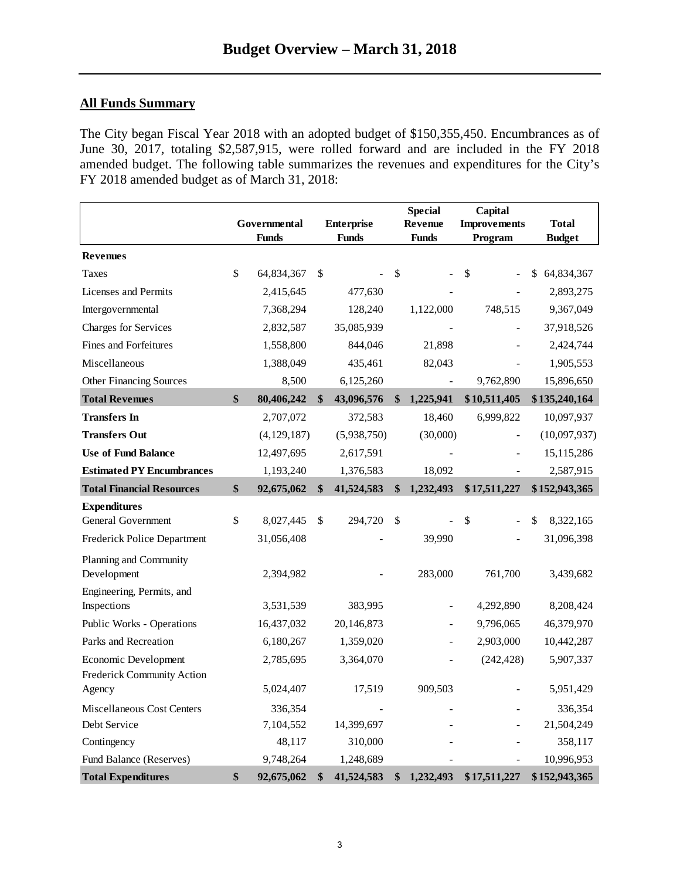# Budget Overview – March 31, 2018

## All Funds Summary

The City began Fiscal Year 2018 with an adopted budget of $150,355,450. Encumbrances as of June 30, 2017, totaling $2,587,915, were rolled forward and are included in the FY 2018 amended budget. The following table summarizes the revenues and expenditures for the City's FY 2018 amended budget as of March 31, 2018:

| | Governmental Funds | Enterprise Funds | Special Revenue Funds | Capital Improvements Program | Total Budget |
|---|---|---|---|---|---|
| **Revenues** | | | | | |
| Taxes | $ 64,834,367 | $ - | $ - | $ - | $ 64,834,367 |
| Licenses and Permits | 2,415,645 | 477,630 | - | - | 2,893,275 |
| Intergovernmental | 7,368,294 | 128,240 | 1,122,000 | 748,515 | 9,367,049 |
| Charges for Services | 2,832,587 | 35,085,939 | - | - | 37,918,526 |
| Fines and Forfeitures | 1,558,800 | 844,046 | 21,898 | - | 2,424,744 |
| Miscellaneous | 1,388,049 | 435,461 | 82,043 | - | 1,905,553 |
| Other Financing Sources | 8,500 | 6,125,260 | - | 9,762,890 | 15,896,650 |
| **Total Revenues** | **$ 80,406,242** | **$ 43,096,576** | **$ 1,225,941** | **$ 10,511,405** | **$ 135,240,164** |
| **Transfers In** | 2,707,072 | 372,583 | 18,460 | 6,999,822 | 10,097,937 |
| **Transfers Out** | (4,129,187) | (5,938,750) | (30,000) | - | (10,097,937) |
| **Use of Fund Balance** | 12,497,695 | 2,617,591 | - | - | 15,115,286 |
| **Estimated PY Encumbrances** | 1,193,240 | 1,376,583 | 18,092 | - | 2,587,915 |
| **Total Financial Resources** | **$ 92,675,062** | **$ 41,524,583** | **$ 1,232,493** | **$ 17,511,227** | **$ 152,943,365** |
| **Expenditures** | | | | | |
| General Government | $ 8,027,445 | $ 294,720 | $ - | $ - | $ 8,322,165 |
| Frederick Police Department | 31,056,408 | - | 39,990 | - | 31,096,398 |
| Planning and Community Development | 2,394,982 | - | 283,000 | 761,700 | 3,439,682 |
| Engineering, Permits, and Inspections | 3,531,539 | 383,995 | - | 4,292,890 | 8,208,424 |
| Public Works - Operations | 16,437,032 | 20,146,873 | - | 9,796,065 | 46,379,970 |
| Parks and Recreation | 6,180,267 | 1,359,020 | - | 2,903,000 | 10,442,287 |
| Economic Development | 2,785,695 | 3,364,070 | - | (242,428) | 5,907,337 |
| Frederick Community Action Agency | 5,024,407 | 17,519 | 909,503 | - | 5,951,429 |
| Miscellaneous Cost Centers | 336,354 | - | - | - | 336,354 |
| Debt Service | 7,104,552 | 14,399,697 | - | - | 21,504,249 |
| Contingency | 48,117 | 310,000 | - | - | 358,117 |
| Fund Balance (Reserves) | 9,748,264 | 1,248,689 | - | - | 10,996,953 |
| **Total Expenditures** | **$ 92,675,062** | **$ 41,524,583** | **$ 1,232,493** | **$ 17,511,227** | **$ 152,943,365** |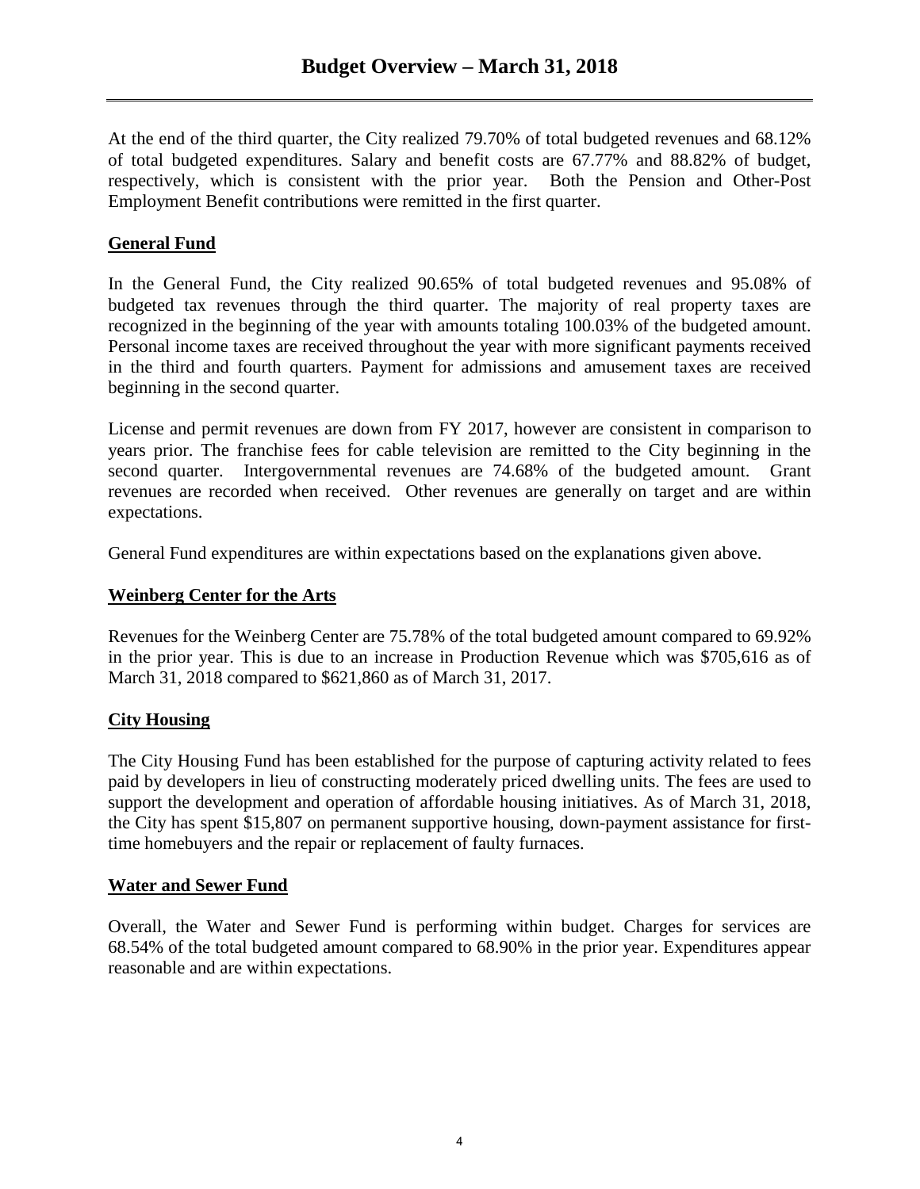# Budget Overview – March 31, 2018

At the end of the third quarter, the City realized 79.70% of total budgeted revenues and 68.12% of total budgeted expenditures. Salary and benefit costs are 67.77% and 88.82% of budget, respectively, which is consistent with the prior year. Both the Pension and Other-Post Employment Benefit contributions were remitted in the first quarter.

## General Fund

In the General Fund, the City realized 90.65% of total budgeted revenues and 95.08% of budgeted tax revenues through the third quarter. The majority of real property taxes are recognized in the beginning of the year with amounts totaling 100.03% of the budgeted amount. Personal income taxes are received throughout the year with more significant payments received in the third and fourth quarters. Payment for admissions and amusement taxes are received beginning in the second quarter.

License and permit revenues are down from FY 2017, however are consistent in comparison to years prior. The franchise fees for cable television are remitted to the City beginning in the second quarter. Intergovernmental revenues are 74.68% of the budgeted amount. Grant revenues are recorded when received. Other revenues are generally on target and are within expectations.

General Fund expenditures are within expectations based on the explanations given above.

## Weinberg Center for the Arts

Revenues for the Weinberg Center are 75.78% of the total budgeted amount compared to 69.92% in the prior year. This is due to an increase in Production Revenue which was $705,616 as of March 31, 2018 compared to $621,860 as of March 31, 2017.

## City Housing

The City Housing Fund has been established for the purpose of capturing activity related to fees paid by developers in lieu of constructing moderately priced dwelling units. The fees are used to support the development and operation of affordable housing initiatives. As of March 31, 2018, the City has spent $15,807 on permanent supportive housing, down-payment assistance for first-time homebuyers and the repair or replacement of faulty furnaces.

## Water and Sewer Fund

Overall, the Water and Sewer Fund is performing within budget. Charges for services are 68.54% of the total budgeted amount compared to 68.90% in the prior year. Expenditures appear reasonable and are within expectations.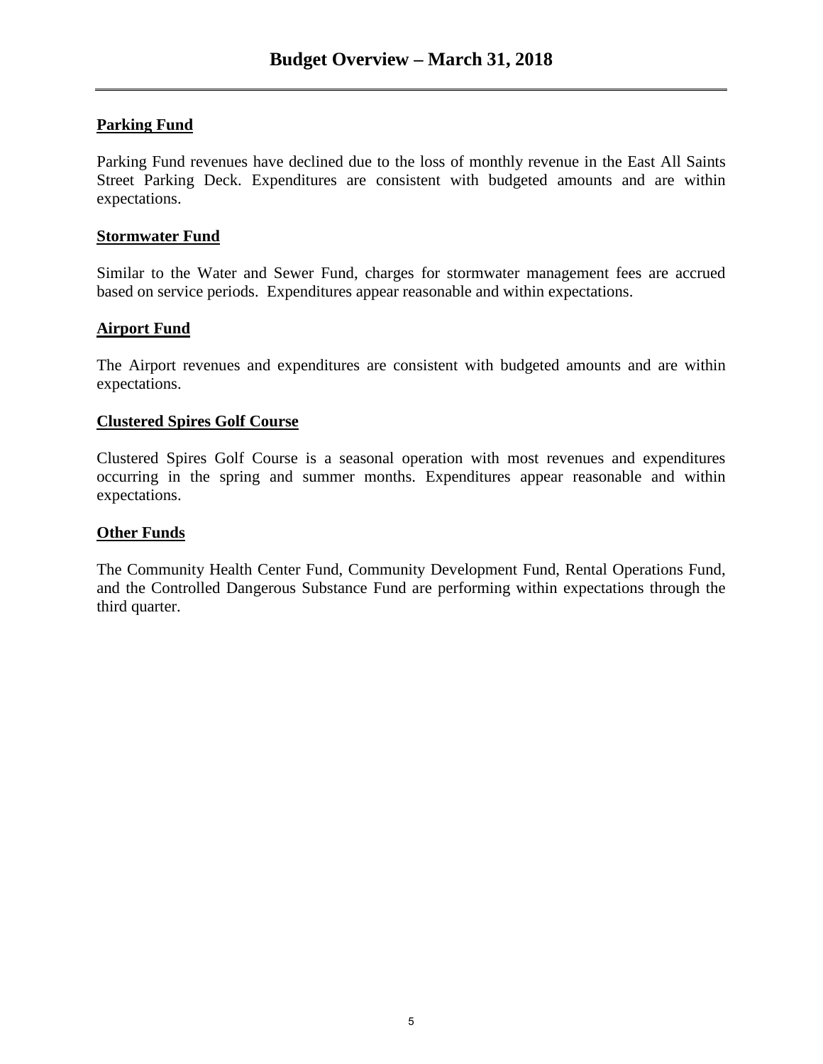# Budget Overview – March 31, 2018

## Parking Fund

Parking Fund revenues have declined due to the loss of monthly revenue in the East All Saints Street Parking Deck. Expenditures are consistent with budgeted amounts and are within expectations.

## Stormwater Fund

Similar to the Water and Sewer Fund, charges for stormwater management fees are accrued based on service periods. Expenditures appear reasonable and within expectations.

## Airport Fund

The Airport revenues and expenditures are consistent with budgeted amounts and are within expectations.

## Clustered Spires Golf Course

Clustered Spires Golf Course is a seasonal operation with most revenues and expenditures occurring in the spring and summer months. Expenditures appear reasonable and within expectations.

## Other Funds

The Community Health Center Fund, Community Development Fund, Rental Operations Fund, and the Controlled Dangerous Substance Fund are performing within expectations through the third quarter.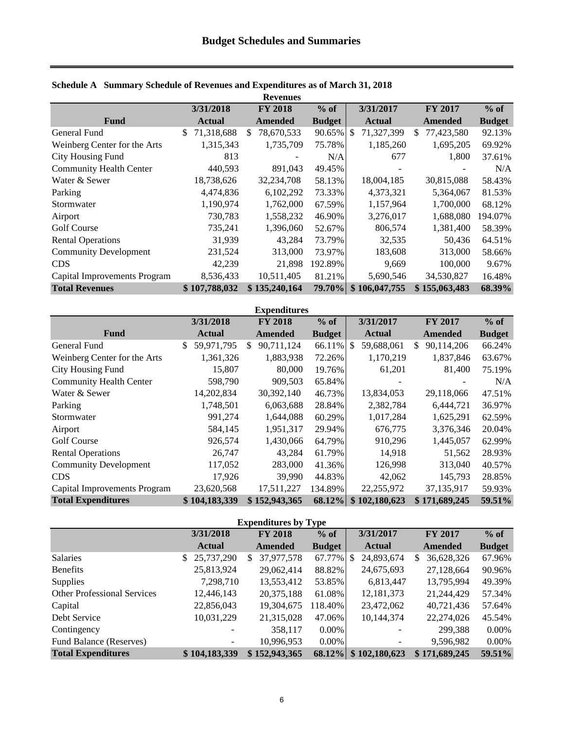# Budget Schedules and Summaries

**Schedule A Summary Schedule of Revenues and Expenditures as of March 31, 2018**

**Revenues**

| Fund | 3/31/2018 Actual | FY 2018 Amended | % of Budget | 3/31/2017 Actual | FY 2017 Amended | % of Budget |
|---|---|---|---|---|---|---|
| General Fund | $ 71,318,688 | $ 78,670,533 | 90.65% | $ 71,327,399 | $ 77,423,580 | 92.13% |
| Weinberg Center for the Arts | 1,315,343 | 1,735,709 | 75.78% | 1,185,260 | 1,695,205 | 69.92% |
| City Housing Fund | 813 | - | N/A | 677 | 1,800 | 37.61% |
| Community Health Center | 440,593 | 891,043 | 49.45% | - | - | N/A |
| Water & Sewer | 18,738,626 | 32,234,708 | 58.13% | 18,004,185 | 30,815,088 | 58.43% |
| Parking | 4,474,836 | 6,102,292 | 73.33% | 4,373,321 | 5,364,067 | 81.53% |
| Stormwater | 1,190,974 | 1,762,000 | 67.59% | 1,157,964 | 1,700,000 | 68.12% |
| Airport | 730,783 | 1,558,232 | 46.90% | 3,276,017 | 1,688,080 | 194.07% |
| Golf Course | 735,241 | 1,396,060 | 52.67% | 806,574 | 1,381,400 | 58.39% |
| Rental Operations | 31,939 | 43,284 | 73.79% | 32,535 | 50,436 | 64.51% |
| Community Development | 231,524 | 313,000 | 73.97% | 183,608 | 313,000 | 58.66% |
| CDS | 42,239 | 21,898 | 192.89% | 9,669 | 100,000 | 9.67% |
| Capital Improvements Program | 8,536,433 | 10,511,405 | 81.21% | 5,690,546 | 34,530,827 | 16.48% |
| **Total Revenues** | **$ 107,788,032** | **$ 135,240,164** | **79.70%** | **$ 106,047,755** | **$ 155,063,483** | **68.39%** |

**Expenditures**

| Fund | 3/31/2018 Actual | FY 2018 Amended | % of Budget | 3/31/2017 Actual | FY 2017 Amended | % of Budget |
|---|---|---|---|---|---|---|
| General Fund | $ 59,971,795 | $ 90,711,124 | 66.11% | $ 59,688,061 | $ 90,114,206 | 66.24% |
| Weinberg Center for the Arts | 1,361,326 | 1,883,938 | 72.26% | 1,170,219 | 1,837,846 | 63.67% |
| City Housing Fund | 15,807 | 80,000 | 19.76% | 61,201 | 81,400 | 75.19% |
| Community Health Center | 598,790 | 909,503 | 65.84% | - | - | N/A |
| Water & Sewer | 14,202,834 | 30,392,140 | 46.73% | 13,834,053 | 29,118,066 | 47.51% |
| Parking | 1,748,501 | 6,063,688 | 28.84% | 2,382,784 | 6,444,721 | 36.97% |
| Stormwater | 991,274 | 1,644,088 | 60.29% | 1,017,284 | 1,625,291 | 62.59% |
| Airport | 584,145 | 1,951,317 | 29.94% | 676,775 | 3,376,346 | 20.04% |
| Golf Course | 926,574 | 1,430,066 | 64.79% | 910,296 | 1,445,057 | 62.99% |
| Rental Operations | 26,747 | 43,284 | 61.79% | 14,918 | 51,562 | 28.93% |
| Community Development | 117,052 | 283,000 | 41.36% | 126,998 | 313,040 | 40.57% |
| CDS | 17,926 | 39,990 | 44.83% | 42,062 | 145,793 | 28.85% |
| Capital Improvements Program | 23,620,568 | 17,511,227 | 134.89% | 22,255,972 | 37,135,917 | 59.93% |
| **Total Expenditures** | **$ 104,183,339** | **$ 152,943,365** | **68.12%** | **$ 102,180,623** | **$ 171,689,245** | **59.51%** |

**Expenditures by Type**

| | 3/31/2018 Actual | FY 2018 Amended | % of Budget | 3/31/2017 Actual | FY 2017 Amended | % of Budget |
|---|---|---|---|---|---|---|
| Salaries | $ 25,737,290 | $ 37,977,578 | 67.77% | $ 24,893,674 | $ 36,628,326 | 67.96% |
| Benefits | 25,813,924 | 29,062,414 | 88.82% | 24,675,693 | 27,128,664 | 90.96% |
| Supplies | 7,298,710 | 13,553,412 | 53.85% | 6,813,447 | 13,795,994 | 49.39% |
| Other Professional Services | 12,446,143 | 20,375,188 | 61.08% | 12,181,373 | 21,244,429 | 57.34% |
| Capital | 22,856,043 | 19,304,675 | 118.40% | 23,472,062 | 40,721,436 | 57.64% |
| Debt Service | 10,031,229 | 21,315,028 | 47.06% | 10,144,374 | 22,274,026 | 45.54% |
| Contingency | - | 358,117 | 0.00% | - | 299,388 | 0.00% |
| Fund Balance (Reserves) | - | 10,996,953 | 0.00% | - | 9,596,982 | 0.00% |
| **Total Expenditures** | **$ 104,183,339** | **$ 152,943,365** | **68.12%** | **$ 102,180,623** | **$ 171,689,245** | **59.51%** |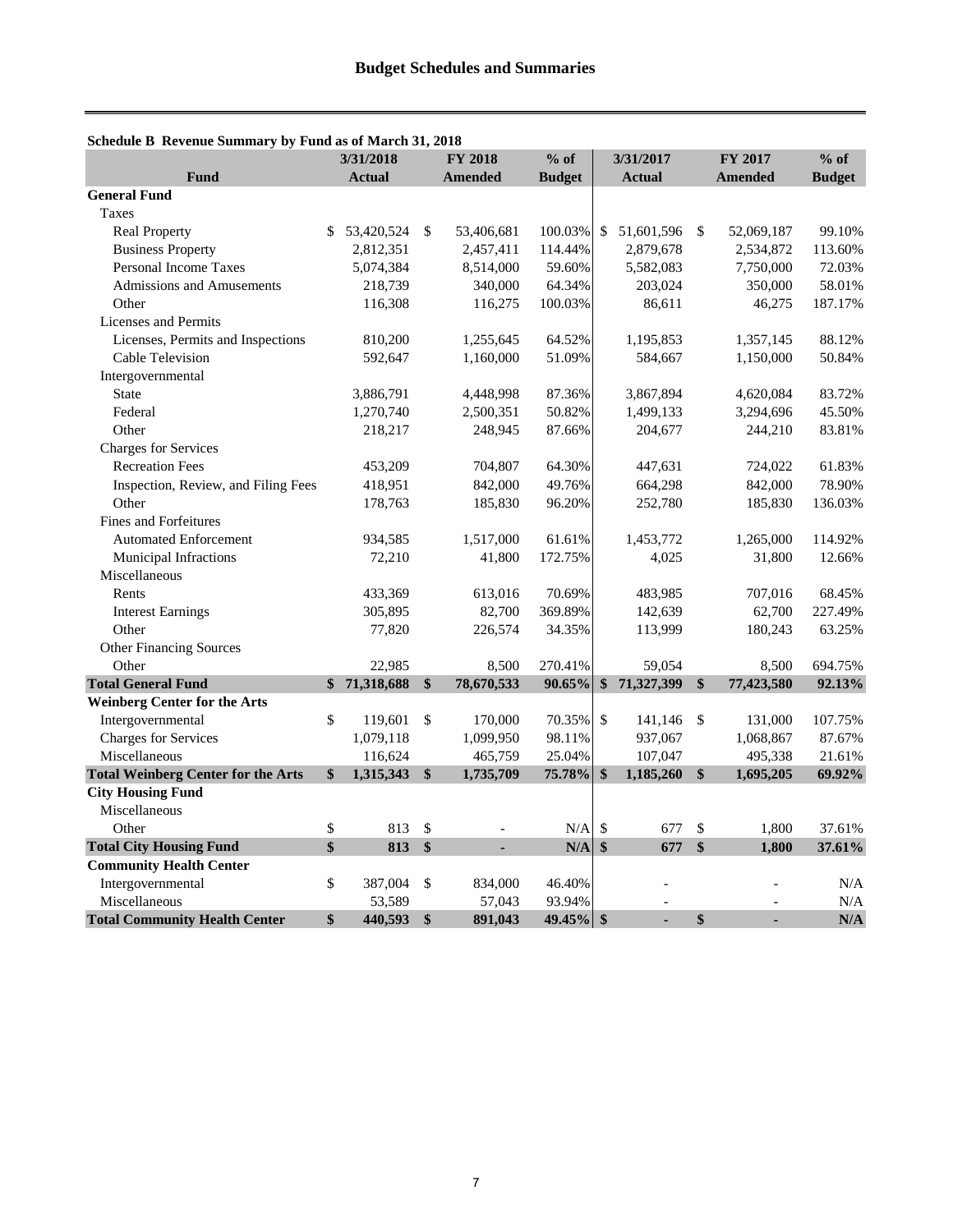# Budget Schedules and Summaries

**Schedule B Revenue Summary by Fund as of March 31, 2018**

| Fund | 3/31/2018 Actual | FY 2018 Amended | % of Budget | 3/31/2017 Actual | FY 2017 Amended | % of Budget |
|---|---|---|---|---|---|---|
| **General Fund** | | | | | | |
| Taxes | | | | | | |
| Real Property | $ 53,420,524 | $ 53,406,681 | 100.03% | $ 51,601,596 | $ 52,069,187 | 99.10% |
| Business Property | 2,812,351 | 2,457,411 | 114.44% | 2,879,678 | 2,534,872 | 113.60% |
| Personal Income Taxes | 5,074,384 | 8,514,000 | 59.60% | 5,582,083 | 7,750,000 | 72.03% |
| Admissions and Amusements | 218,739 | 340,000 | 64.34% | 203,024 | 350,000 | 58.01% |
| Other | 116,308 | 116,275 | 100.03% | 86,611 | 46,275 | 187.17% |
| Licenses and Permits | | | | | | |
| Licenses, Permits and Inspections | 810,200 | 1,255,645 | 64.52% | 1,195,853 | 1,357,145 | 88.12% |
| Cable Television | 592,647 | 1,160,000 | 51.09% | 584,667 | 1,150,000 | 50.84% |
| Intergovernmental | | | | | | |
| State | 3,886,791 | 4,448,998 | 87.36% | 3,867,894 | 4,620,084 | 83.72% |
| Federal | 1,270,740 | 2,500,351 | 50.82% | 1,499,133 | 3,294,696 | 45.50% |
| Other | 218,217 | 248,945 | 87.66% | 204,677 | 244,210 | 83.81% |
| Charges for Services | | | | | | |
| Recreation Fees | 453,209 | 704,807 | 64.30% | 447,631 | 724,022 | 61.83% |
| Inspection, Review, and Filing Fees | 418,951 | 842,000 | 49.76% | 664,298 | 842,000 | 78.90% |
| Other | 178,763 | 185,830 | 96.20% | 252,780 | 185,830 | 136.03% |
| Fines and Forfeitures | | | | | | |
| Automated Enforcement | 934,585 | 1,517,000 | 61.61% | 1,453,772 | 1,265,000 | 114.92% |
| Municipal Infractions | 72,210 | 41,800 | 172.75% | 4,025 | 31,800 | 12.66% |
| Miscellaneous | | | | | | |
| Rents | 433,369 | 613,016 | 70.69% | 483,985 | 707,016 | 68.45% |
| Interest Earnings | 305,895 | 82,700 | 369.89% | 142,639 | 62,700 | 227.49% |
| Other | 77,820 | 226,574 | 34.35% | 113,999 | 180,243 | 63.25% |
| Other Financing Sources | | | | | | |
| Other | 22,985 | 8,500 | 270.41% | 59,054 | 8,500 | 694.75% |
| **Total General Fund** | **$ 71,318,688** | **$ 78,670,533** | **90.65%** | **$ 71,327,399** | **$ 77,423,580** | **92.13%** |
| **Weinberg Center for the Arts** | | | | | | |
| Intergovernmental | $ 119,601 | $ 170,000 | 70.35% | $ 141,146 | $ 131,000 | 107.75% |
| Charges for Services | 1,079,118 | 1,099,950 | 98.11% | 937,067 | 1,068,867 | 87.67% |
| Miscellaneous | 116,624 | 465,759 | 25.04% | 107,047 | 495,338 | 21.61% |
| **Total Weinberg Center for the Arts** | **$ 1,315,343** | **$ 1,735,709** | **75.78%** | **$ 1,185,260** | **$ 1,695,205** | **69.92%** |
| **City Housing Fund** | | | | | | |
| Miscellaneous | | | | | | |
| Other | $ 813 | $ - | N/A | $ 677 | $ 1,800 | 37.61% |
| **Total City Housing Fund** | **$ 813** | **$ -** | **N/A** | **$ 677** | **$ 1,800** | **37.61%** |
| **Community Health Center** | | | | | | |
| Intergovernmental | $ 387,004 | $ 834,000 | 46.40% | - | - | N/A |
| Miscellaneous | 53,589 | 57,043 | 93.94% | - | - | N/A |
| **Total Community Health Center** | **$ 440,593** | **$ 891,043** | **49.45%** | **$ -** | **$ -** | **N/A** |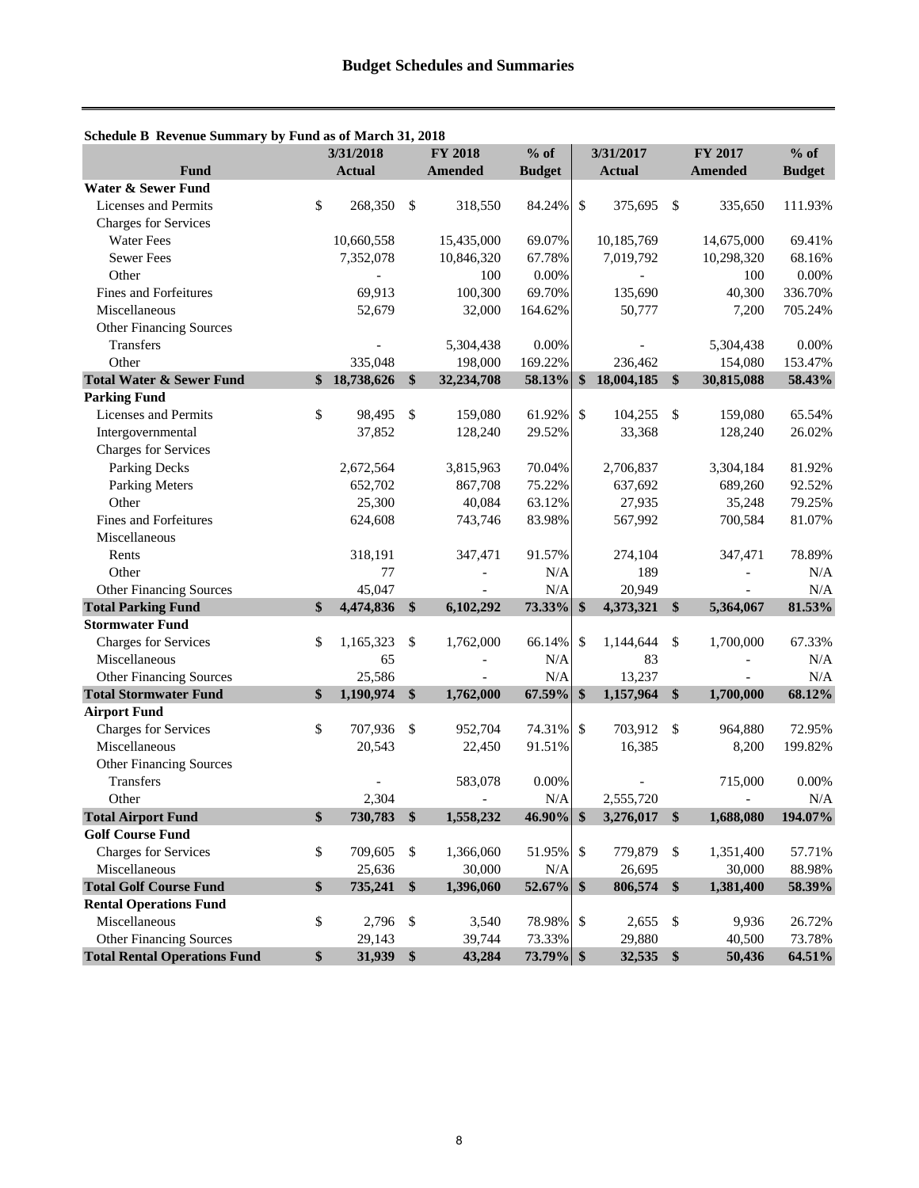# Budget Schedules and Summaries

**Schedule B Revenue Summary by Fund as of March 31, 2018**

| Fund | 3/31/2018 Actual | FY 2018 Amended | % of Budget | 3/31/2017 Actual | FY 2017 Amended | % of Budget |
|---|---|---|---|---|---|---|
| **Water & Sewer Fund** | | | | | | |
| Licenses and Permits | $ 268,350 | $ 318,550 | 84.24% | $ 375,695 | $ 335,650 | 111.93% |
| Charges for Services | | | | | | |
| Water Fees | 10,660,558 | 15,435,000 | 69.07% | 10,185,769 | 14,675,000 | 69.41% |
| Sewer Fees | 7,352,078 | 10,846,320 | 67.78% | 7,019,792 | 10,298,320 | 68.16% |
| Other | - | 100 | 0.00% | - | 100 | 0.00% |
| Fines and Forfeitures | 69,913 | 100,300 | 69.70% | 135,690 | 40,300 | 336.70% |
| Miscellaneous | 52,679 | 32,000 | 164.62% | 50,777 | 7,200 | 705.24% |
| Other Financing Sources | | | | | | |
| Transfers | - | 5,304,438 | 0.00% | - | 5,304,438 | 0.00% |
| Other | 335,048 | 198,000 | 169.22% | 236,462 | 154,080 | 153.47% |
| **Total Water & Sewer Fund** | **$ 18,738,626** | **$ 32,234,708** | **58.13%** | **$ 18,004,185** | **$ 30,815,088** | **58.43%** |
| **Parking Fund** | | | | | | |
| Licenses and Permits | $ 98,495 | $ 159,080 | 61.92% | $ 104,255 | $ 159,080 | 65.54% |
| Intergovernmental | 37,852 | 128,240 | 29.52% | 33,368 | 128,240 | 26.02% |
| Charges for Services | | | | | | |
| Parking Decks | 2,672,564 | 3,815,963 | 70.04% | 2,706,837 | 3,304,184 | 81.92% |
| Parking Meters | 652,702 | 867,708 | 75.22% | 637,692 | 689,260 | 92.52% |
| Other | 25,300 | 40,084 | 63.12% | 27,935 | 35,248 | 79.25% |
| Fines and Forfeitures | 624,608 | 743,746 | 83.98% | 567,992 | 700,584 | 81.07% |
| Miscellaneous | | | | | | |
| Rents | 318,191 | 347,471 | 91.57% | 274,104 | 347,471 | 78.89% |
| Other | 77 | - | N/A | 189 | - | N/A |
| Other Financing Sources | 45,047 | - | N/A | 20,949 | - | N/A |
| **Total Parking Fund** | **$ 4,474,836** | **$ 6,102,292** | **73.33%** | **$ 4,373,321** | **$ 5,364,067** | **81.53%** |
| **Stormwater Fund** | | | | | | |
| Charges for Services | $ 1,165,323 | $ 1,762,000 | 66.14% | $ 1,144,644 | $ 1,700,000 | 67.33% |
| Miscellaneous | 65 | - | N/A | 83 | - | N/A |
| Other Financing Sources | 25,586 | - | N/A | 13,237 | - | N/A |
| **Total Stormwater Fund** | **$ 1,190,974** | **$ 1,762,000** | **67.59%** | **$ 1,157,964** | **$ 1,700,000** | **68.12%** |
| **Airport Fund** | | | | | | |
| Charges for Services | $ 707,936 | $ 952,704 | 74.31% | $ 703,912 | $ 964,880 | 72.95% |
| Miscellaneous | 20,543 | 22,450 | 91.51% | 16,385 | 8,200 | 199.82% |
| Other Financing Sources | | | | | | |
| Transfers | - | 583,078 | 0.00% | - | 715,000 | 0.00% |
| Other | 2,304 | - | N/A | 2,555,720 | - | N/A |
| **Total Airport Fund** | **$ 730,783** | **$ 1,558,232** | **46.90%** | **$ 3,276,017** | **$ 1,688,080** | **194.07%** |
| **Golf Course Fund** | | | | | | |
| Charges for Services | $ 709,605 | $ 1,366,060 | 51.95% | $ 779,879 | $ 1,351,400 | 57.71% |
| Miscellaneous | 25,636 | 30,000 | N/A | 26,695 | 30,000 | 88.98% |
| **Total Golf Course Fund** | **$ 735,241** | **$ 1,396,060** | **52.67%** | **$ 806,574** | **$ 1,381,400** | **58.39%** |
| **Rental Operations Fund** | | | | | | |
| Miscellaneous | $ 2,796 | $ 3,540 | 78.98% | $ 2,655 | $ 9,936 | 26.72% |
| Other Financing Sources | 29,143 | 39,744 | 73.33% | 29,880 | 40,500 | 73.78% |
| **Total Rental Operations Fund** | **$ 31,939** | **$ 43,284** | **73.79%** | **$ 32,535** | **$ 50,436** | **64.51%** |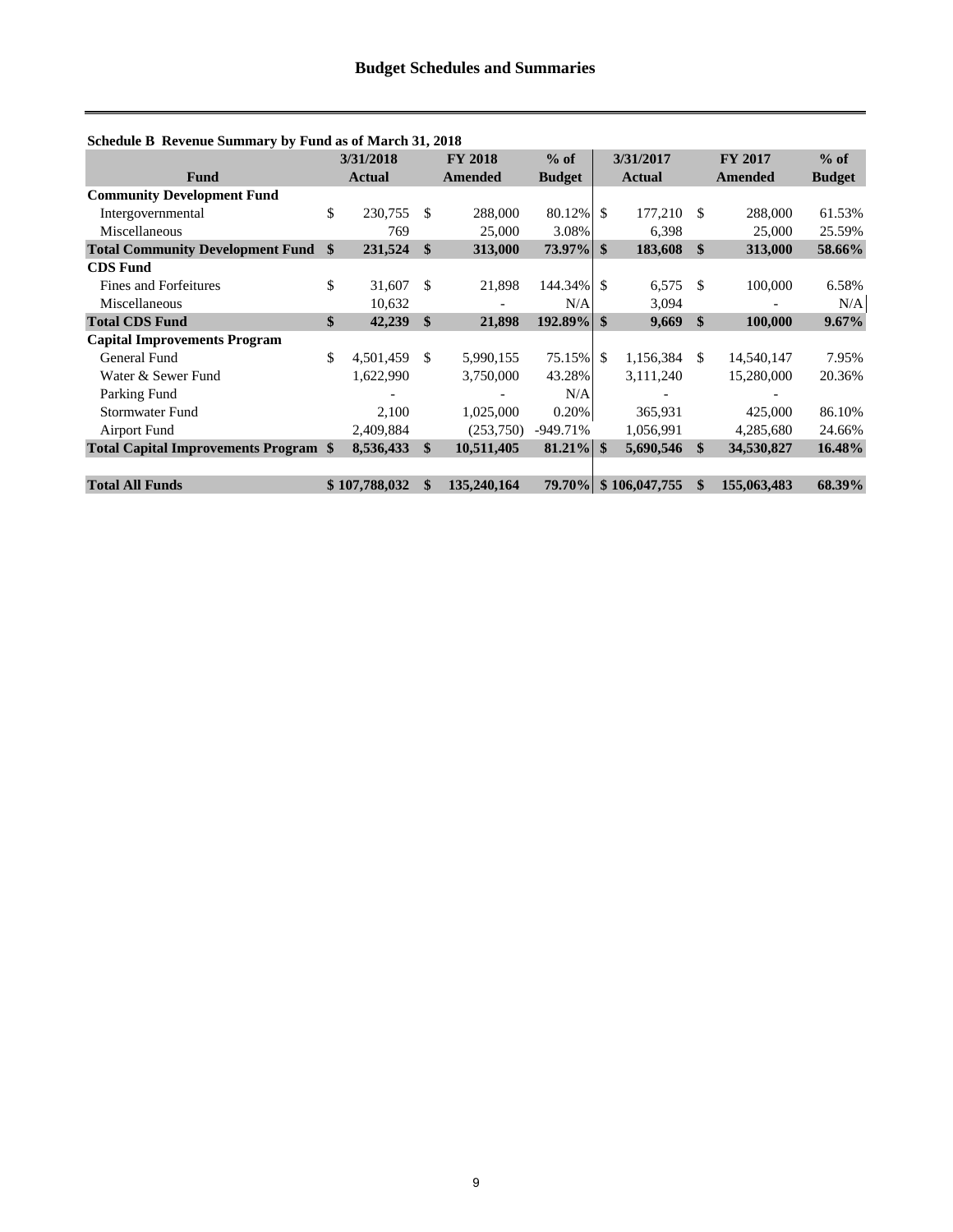## Budget Schedules and Summaries

**Schedule B Revenue Summary by Fund as of March 31, 2018**

| Fund | 3/31/2018 Actual | FY 2018 Amended | % of Budget | 3/31/2017 Actual | FY 2017 Amended | % of Budget |
|---|---|---|---|---|---|---|
| **Community Development Fund** | | | | | | |
| Intergovernmental | $ 230,755 | $ 288,000 | 80.12% | $ 177,210 | $ 288,000 | 61.53% |
| Miscellaneous | 769 | 25,000 | 3.08% | 6,398 | 25,000 | 25.59% |
| **Total Community Development Fund** | **$ 231,524** | **$ 313,000** | **73.97%** | **$ 183,608** | **$ 313,000** | **58.66%** |
| **CDS Fund** | | | | | | |
| Fines and Forfeitures | $ 31,607 | $ 21,898 | 144.34% | $ 6,575 | $ 100,000 | 6.58% |
| Miscellaneous | 10,632 | - | N/A | 3,094 | - | N/A |
| **Total CDS Fund** | **$ 42,239** | **$ 21,898** | **192.89%** | **$ 9,669** | **$ 100,000** | **9.67%** |
| **Capital Improvements Program** | | | | | | |
| General Fund | $ 4,501,459 | $ 5,990,155 | 75.15% | $ 1,156,384 | $ 14,540,147 | 7.95% |
| Water & Sewer Fund | 1,622,990 | 3,750,000 | 43.28% | 3,111,240 | 15,280,000 | 20.36% |
| Parking Fund | - | - | N/A | - | - | |
| Stormwater Fund | 2,100 | 1,025,000 | 0.20% | 365,931 | 425,000 | 86.10% |
| Airport Fund | 2,409,884 | (253,750) | -949.71% | 1,056,991 | 4,285,680 | 24.66% |
| **Total Capital Improvements Program** | **$ 8,536,433** | **$ 10,511,405** | **81.21%** | **$ 5,690,546** | **$ 34,530,827** | **16.48%** |
| | | | | | | |
| **Total All Funds** | **$ 107,788,032** | **$ 135,240,164** | **79.70%** | **$ 106,047,755** | **$ 155,063,483** | **68.39%** |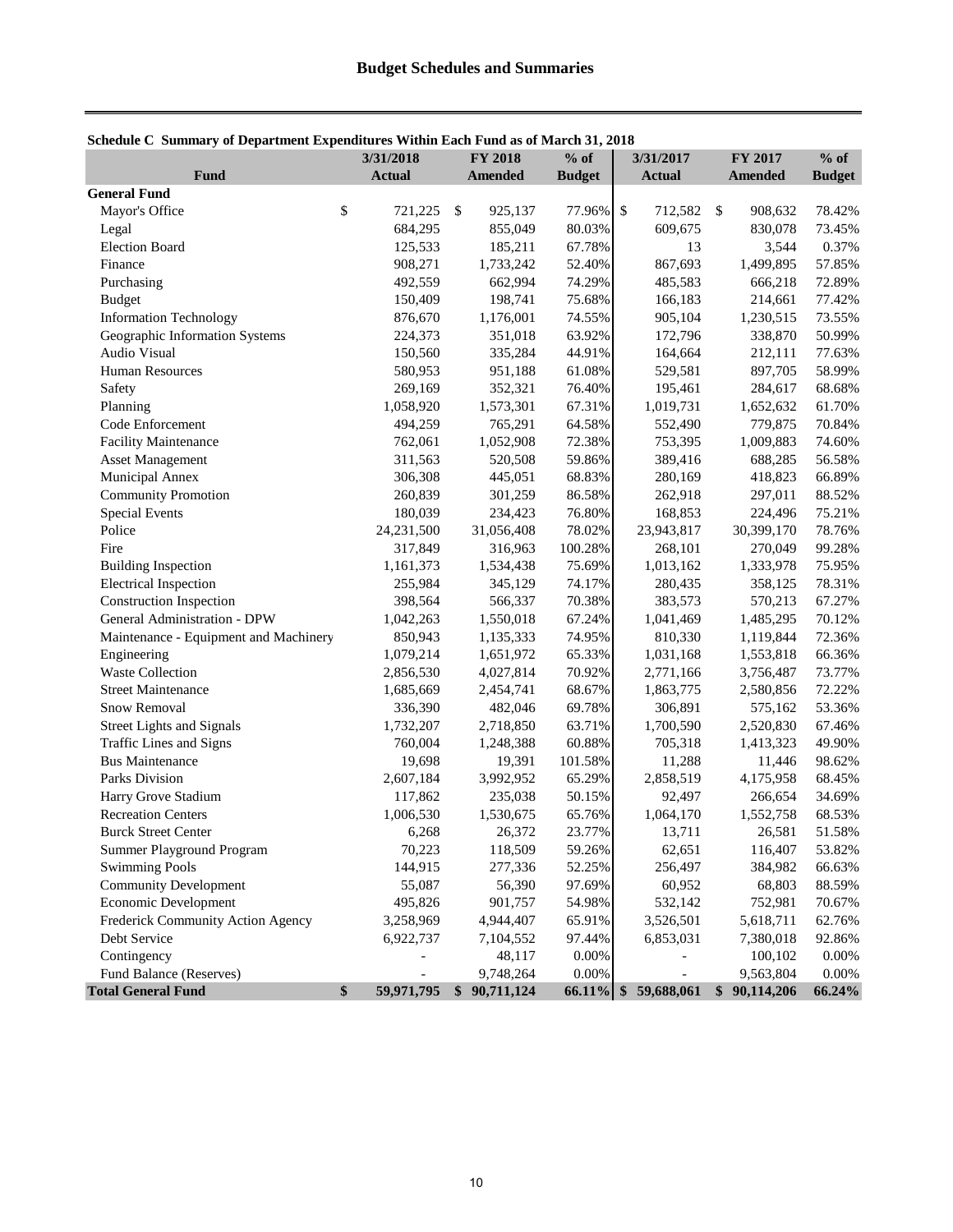# Budget Schedules and Summaries

**Schedule C Summary of Department Expenditures Within Each Fund as of March 31, 2018**

| Fund | 3/31/2018 Actual | FY 2018 Amended | % of Budget | 3/31/2017 Actual | FY 2017 Amended | % of Budget |
|---|---|---|---|---|---|---|
| **General Fund** | | | | | | |
| Mayor's Office | $ 721,225 | $ 925,137 | 77.96% | $ 712,582 | $ 908,632 | 78.42% |
| Legal | 684,295 | 855,049 | 80.03% | 609,675 | 830,078 | 73.45% |
| Election Board | 125,533 | 185,211 | 67.78% | 13 | 3,544 | 0.37% |
| Finance | 908,271 | 1,733,242 | 52.40% | 867,693 | 1,499,895 | 57.85% |
| Purchasing | 492,559 | 662,994 | 74.29% | 485,583 | 666,218 | 72.89% |
| Budget | 150,409 | 198,741 | 75.68% | 166,183 | 214,661 | 77.42% |
| Information Technology | 876,670 | 1,176,001 | 74.55% | 905,104 | 1,230,515 | 73.55% |
| Geographic Information Systems | 224,373 | 351,018 | 63.92% | 172,796 | 338,870 | 50.99% |
| Audio Visual | 150,560 | 335,284 | 44.91% | 164,664 | 212,111 | 77.63% |
| Human Resources | 580,953 | 951,188 | 61.08% | 529,581 | 897,705 | 58.99% |
| Safety | 269,169 | 352,321 | 76.40% | 195,461 | 284,617 | 68.68% |
| Planning | 1,058,920 | 1,573,301 | 67.31% | 1,019,731 | 1,652,632 | 61.70% |
| Code Enforcement | 494,259 | 765,291 | 64.58% | 552,490 | 779,875 | 70.84% |
| Facility Maintenance | 762,061 | 1,052,908 | 72.38% | 753,395 | 1,009,883 | 74.60% |
| Asset Management | 311,563 | 520,508 | 59.86% | 389,416 | 688,285 | 56.58% |
| Municipal Annex | 306,308 | 445,051 | 68.83% | 280,169 | 418,823 | 66.89% |
| Community Promotion | 260,839 | 301,259 | 86.58% | 262,918 | 297,011 | 88.52% |
| Special Events | 180,039 | 234,423 | 76.80% | 168,853 | 224,496 | 75.21% |
| Police | 24,231,500 | 31,056,408 | 78.02% | 23,943,817 | 30,399,170 | 78.76% |
| Fire | 317,849 | 316,963 | 100.28% | 268,101 | 270,049 | 99.28% |
| Building Inspection | 1,161,373 | 1,534,438 | 75.69% | 1,013,162 | 1,333,978 | 75.95% |
| Electrical Inspection | 255,984 | 345,129 | 74.17% | 280,435 | 358,125 | 78.31% |
| Construction Inspection | 398,564 | 566,337 | 70.38% | 383,573 | 570,213 | 67.27% |
| General Administration - DPW | 1,042,263 | 1,550,018 | 67.24% | 1,041,469 | 1,485,295 | 70.12% |
| Maintenance - Equipment and Machinery | 850,943 | 1,135,333 | 74.95% | 810,330 | 1,119,844 | 72.36% |
| Engineering | 1,079,214 | 1,651,972 | 65.33% | 1,031,168 | 1,553,818 | 66.36% |
| Waste Collection | 2,856,530 | 4,027,814 | 70.92% | 2,771,166 | 3,756,487 | 73.77% |
| Street Maintenance | 1,685,669 | 2,454,741 | 68.67% | 1,863,775 | 2,580,856 | 72.22% |
| Snow Removal | 336,390 | 482,046 | 69.78% | 306,891 | 575,162 | 53.36% |
| Street Lights and Signals | 1,732,207 | 2,718,850 | 63.71% | 1,700,590 | 2,520,830 | 67.46% |
| Traffic Lines and Signs | 760,004 | 1,248,388 | 60.88% | 705,318 | 1,413,323 | 49.90% |
| Bus Maintenance | 19,698 | 19,391 | 101.58% | 11,288 | 11,446 | 98.62% |
| Parks Division | 2,607,184 | 3,992,952 | 65.29% | 2,858,519 | 4,175,958 | 68.45% |
| Harry Grove Stadium | 117,862 | 235,038 | 50.15% | 92,497 | 266,654 | 34.69% |
| Recreation Centers | 1,006,530 | 1,530,675 | 65.76% | 1,064,170 | 1,552,758 | 68.53% |
| Burck Street Center | 6,268 | 26,372 | 23.77% | 13,711 | 26,581 | 51.58% |
| Summer Playground Program | 70,223 | 118,509 | 59.26% | 62,651 | 116,407 | 53.82% |
| Swimming Pools | 144,915 | 277,336 | 52.25% | 256,497 | 384,982 | 66.63% |
| Community Development | 55,087 | 56,390 | 97.69% | 60,952 | 68,803 | 88.59% |
| Economic Development | 495,826 | 901,757 | 54.98% | 532,142 | 752,981 | 70.67% |
| Frederick Community Action Agency | 3,258,969 | 4,944,407 | 65.91% | 3,526,501 | 5,618,711 | 62.76% |
| Debt Service | 6,922,737 | 7,104,552 | 97.44% | 6,853,031 | 7,380,018 | 92.86% |
| Contingency | - | 48,117 | 0.00% | - | 100,102 | 0.00% |
| Fund Balance (Reserves) | - | 9,748,264 | 0.00% | - | 9,563,804 | 0.00% |
| **Total General Fund** | **$ 59,971,795** | **$ 90,711,124** | **66.11%** | **$ 59,688,061** | **$ 90,114,206** | **66.24%** |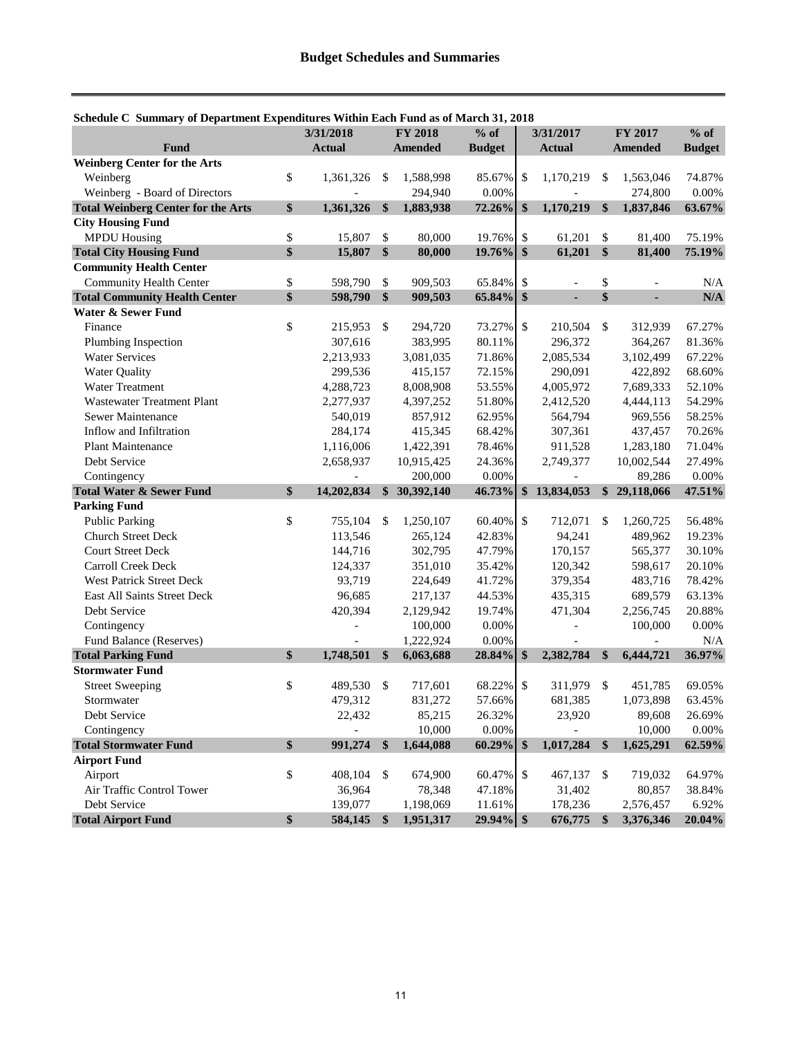# Budget Schedules and Summaries

**Schedule C Summary of Department Expenditures Within Each Fund as of March 31, 2018**

| Fund | 3/31/2018 Actual | FY 2018 Amended | % of Budget | 3/31/2017 Actual | FY 2017 Amended | % of Budget |
|---|---|---|---|---|---|---|
| **Weinberg Center for the Arts** | | | | | | |
| Weinberg | $ 1,361,326 | $ 1,588,998 | 85.67% | $ 1,170,219 | $ 1,563,046 | 74.87% |
| Weinberg - Board of Directors | - | 294,940 | 0.00% | - | 274,800 | 0.00% |
| **Total Weinberg Center for the Arts** | **$ 1,361,326** | **$ 1,883,938** | **72.26%** | **$ 1,170,219** | **$ 1,837,846** | **63.67%** |
| **City Housing Fund** | | | | | | |
| MPDU Housing | $ 15,807 | $ 80,000 | 19.76% | $ 61,201 | $ 81,400 | 75.19% |
| **Total City Housing Fund** | **$ 15,807** | **$ 80,000** | **19.76%** | **$ 61,201** | **$ 81,400** | **75.19%** |
| **Community Health Center** | | | | | | |
| Community Health Center | $ 598,790 | $ 909,503 | 65.84% | $ - | $ - | N/A |
| **Total Community Health Center** | **$ 598,790** | **$ 909,503** | **65.84%** | **$ -** | **$ -** | **N/A** |
| **Water & Sewer Fund** | | | | | | |
| Finance | $ 215,953 | $ 294,720 | 73.27% | $ 210,504 | $ 312,939 | 67.27% |
| Plumbing Inspection | 307,616 | 383,995 | 80.11% | 296,372 | 364,267 | 81.36% |
| Water Services | 2,213,933 | 3,081,035 | 71.86% | 2,085,534 | 3,102,499 | 67.22% |
| Water Quality | 299,536 | 415,157 | 72.15% | 290,091 | 422,892 | 68.60% |
| Water Treatment | 4,288,723 | 8,008,908 | 53.55% | 4,005,972 | 7,689,333 | 52.10% |
| Wastewater Treatment Plant | 2,277,937 | 4,397,252 | 51.80% | 2,412,520 | 4,444,113 | 54.29% |
| Sewer Maintenance | 540,019 | 857,912 | 62.95% | 564,794 | 969,556 | 58.25% |
| Inflow and Infiltration | 284,174 | 415,345 | 68.42% | 307,361 | 437,457 | 70.26% |
| Plant Maintenance | 1,116,006 | 1,422,391 | 78.46% | 911,528 | 1,283,180 | 71.04% |
| Debt Service | 2,658,937 | 10,915,425 | 24.36% | 2,749,377 | 10,002,544 | 27.49% |
| Contingency | - | 200,000 | 0.00% | - | 89,286 | 0.00% |
| **Total Water & Sewer Fund** | **$ 14,202,834** | **$ 30,392,140** | **46.73%** | **$ 13,834,053** | **$ 29,118,066** | **47.51%** |
| **Parking Fund** | | | | | | |
| Public Parking | $ 755,104 | $ 1,250,107 | 60.40% | $ 712,071 | $ 1,260,725 | 56.48% |
| Church Street Deck | 113,546 | 265,124 | 42.83% | 94,241 | 489,962 | 19.23% |
| Court Street Deck | 144,716 | 302,795 | 47.79% | 170,157 | 565,377 | 30.10% |
| Carroll Creek Deck | 124,337 | 351,010 | 35.42% | 120,342 | 598,617 | 20.10% |
| West Patrick Street Deck | 93,719 | 224,649 | 41.72% | 379,354 | 483,716 | 78.42% |
| East All Saints Street Deck | 96,685 | 217,137 | 44.53% | 435,315 | 689,579 | 63.13% |
| Debt Service | 420,394 | 2,129,942 | 19.74% | 471,304 | 2,256,745 | 20.88% |
| Contingency | - | 100,000 | 0.00% | - | 100,000 | 0.00% |
| Fund Balance (Reserves) | - | 1,222,924 | 0.00% | - | - | N/A |
| **Total Parking Fund** | **$ 1,748,501** | **$ 6,063,688** | **28.84%** | **$ 2,382,784** | **$ 6,444,721** | **36.97%** |
| **Stormwater Fund** | | | | | | |
| Street Sweeping | $ 489,530 | $ 717,601 | 68.22% | $ 311,979 | $ 451,785 | 69.05% |
| Stormwater | 479,312 | 831,272 | 57.66% | 681,385 | 1,073,898 | 63.45% |
| Debt Service | 22,432 | 85,215 | 26.32% | 23,920 | 89,608 | 26.69% |
| Contingency | - | 10,000 | 0.00% | - | 10,000 | 0.00% |
| **Total Stormwater Fund** | **$ 991,274** | **$ 1,644,088** | **60.29%** | **$ 1,017,284** | **$ 1,625,291** | **62.59%** |
| **Airport Fund** | | | | | | |
| Airport | $ 408,104 | $ 674,900 | 60.47% | $ 467,137 | $ 719,032 | 64.97% |
| Air Traffic Control Tower | 36,964 | 78,348 | 47.18% | 31,402 | 80,857 | 38.84% |
| Debt Service | 139,077 | 1,198,069 | 11.61% | 178,236 | 2,576,457 | 6.92% |
| **Total Airport Fund** | **$ 584,145** | **$ 1,951,317** | **29.94%** | **$ 676,775** | **$ 3,376,346** | **20.04%** |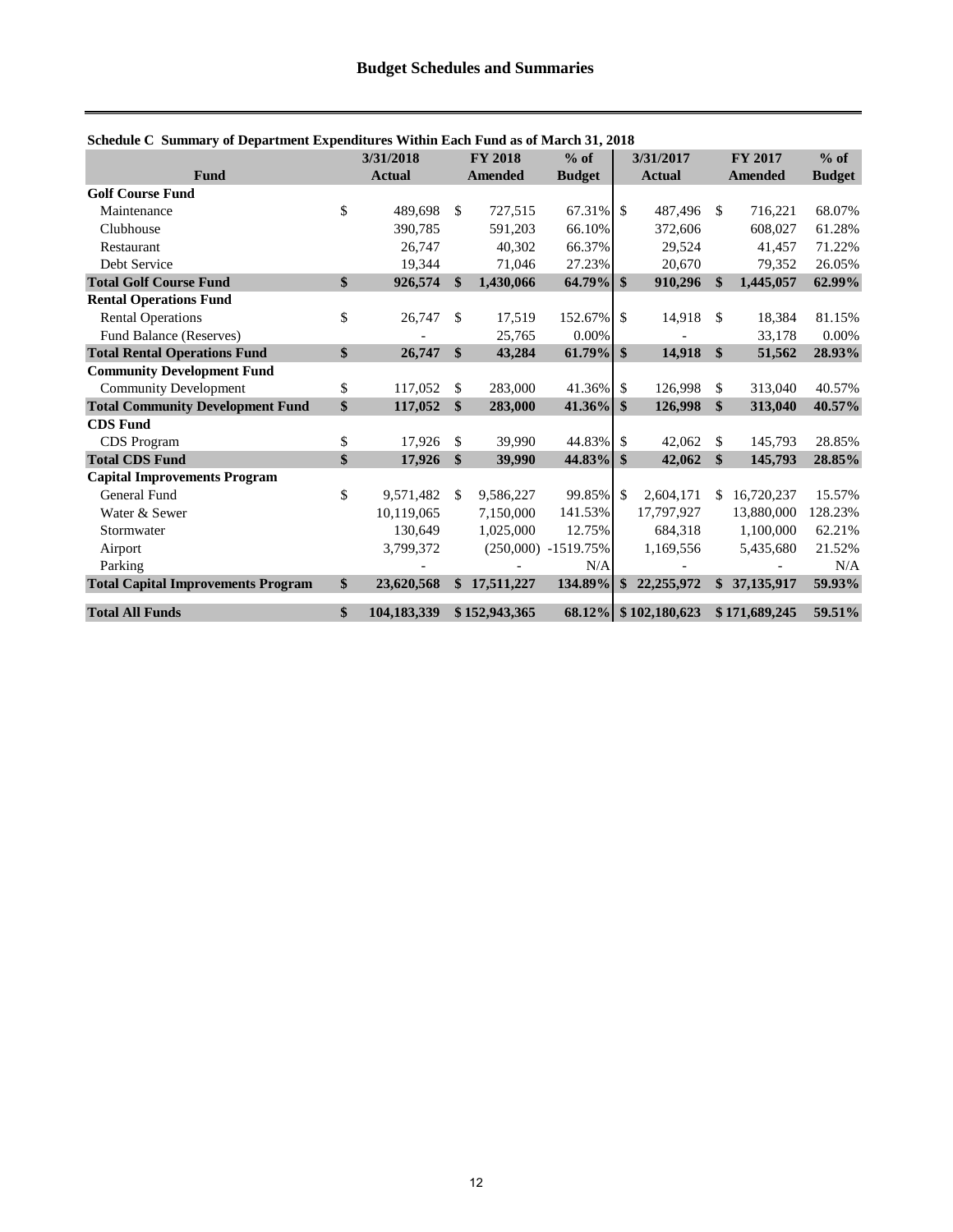# Budget Schedules and Summaries

**Schedule C Summary of Department Expenditures Within Each Fund as of March 31, 2018**

| Fund | 3/31/2018 Actual | FY 2018 Amended | % of Budget | 3/31/2017 Actual | FY 2017 Amended | % of Budget |
|---|---|---|---|---|---|---|
| **Golf Course Fund** | | | | | | |
| Maintenance | $ 489,698 | $ 727,515 | 67.31% | $ 487,496 | $ 716,221 | 68.07% |
| Clubhouse | 390,785 | 591,203 | 66.10% | 372,606 | 608,027 | 61.28% |
| Restaurant | 26,747 | 40,302 | 66.37% | 29,524 | 41,457 | 71.22% |
| Debt Service | 19,344 | 71,046 | 27.23% | 20,670 | 79,352 | 26.05% |
| **Total Golf Course Fund** | **$ 926,574** | **$ 1,430,066** | **64.79%** | **$ 910,296** | **$ 1,445,057** | **62.99%** |
| **Rental Operations Fund** | | | | | | |
| Rental Operations | $ 26,747 | $ 17,519 | 152.67% | $ 14,918 | $ 18,384 | 81.15% |
| Fund Balance (Reserves) | - | 25,765 | 0.00% | - | 33,178 | 0.00% |
| **Total Rental Operations Fund** | **$ 26,747** | **$ 43,284** | **61.79%** | **$ 14,918** | **$ 51,562** | **28.93%** |
| **Community Development Fund** | | | | | | |
| Community Development | $ 117,052 | $ 283,000 | 41.36% | $ 126,998 | $ 313,040 | 40.57% |
| **Total Community Development Fund** | **$ 117,052** | **$ 283,000** | **41.36%** | **$ 126,998** | **$ 313,040** | **40.57%** |
| **CDS Fund** | | | | | | |
| CDS Program | $ 17,926 | $ 39,990 | 44.83% | $ 42,062 | $ 145,793 | 28.85% |
| **Total CDS Fund** | **$ 17,926** | **$ 39,990** | **44.83%** | **$ 42,062** | **$ 145,793** | **28.85%** |
| **Capital Improvements Program** | | | | | | |
| General Fund | $ 9,571,482 | $ 9,586,227 | 99.85% | $ 2,604,171 | $ 16,720,237 | 15.57% |
| Water & Sewer | 10,119,065 | 7,150,000 | 141.53% | 17,797,927 | 13,880,000 | 128.23% |
| Stormwater | 130,649 | 1,025,000 | 12.75% | 684,318 | 1,100,000 | 62.21% |
| Airport | 3,799,372 | (250,000) | -1519.75% | 1,169,556 | 5,435,680 | 21.52% |
| Parking | - | - | N/A | - | - | N/A |
| **Total Capital Improvements Program** | **$ 23,620,568** | **$ 17,511,227** | **134.89%** | **$ 22,255,972** | **$ 37,135,917** | **59.93%** |
| **Total All Funds** | **$ 104,183,339** | **$ 152,943,365** | **68.12%** | **$ 102,180,623** | **$ 171,689,245** | **59.51%** |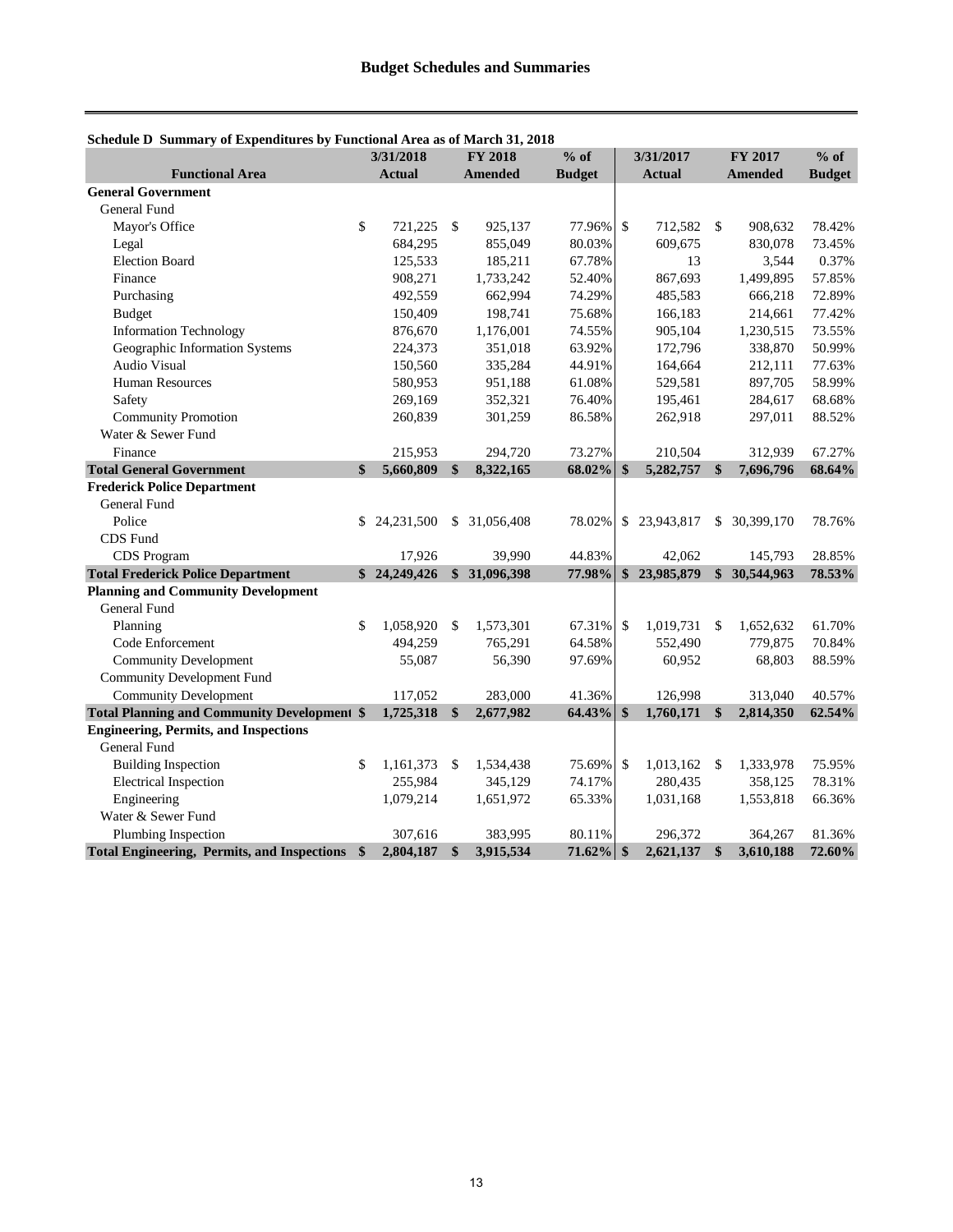## Budget Schedules and Summaries

**Schedule D Summary of Expenditures by Functional Area as of March 31, 2018**

| Functional Area | 3/31/2018 Actual | FY 2018 Amended | % of Budget | 3/31/2017 Actual | FY 2017 Amended | % of Budget |
|---|---|---|---|---|---|---|
| **General Government** | | | | | | |
| General Fund | | | | | | |
| Mayor's Office | $ 721,225 | $ 925,137 | 77.96% | $ 712,582 | $ 908,632 | 78.42% |
| Legal | 684,295 | 855,049 | 80.03% | 609,675 | 830,078 | 73.45% |
| Election Board | 125,533 | 185,211 | 67.78% | 13 | 3,544 | 0.37% |
| Finance | 908,271 | 1,733,242 | 52.40% | 867,693 | 1,499,895 | 57.85% |
| Purchasing | 492,559 | 662,994 | 74.29% | 485,583 | 666,218 | 72.89% |
| Budget | 150,409 | 198,741 | 75.68% | 166,183 | 214,661 | 77.42% |
| Information Technology | 876,670 | 1,176,001 | 74.55% | 905,104 | 1,230,515 | 73.55% |
| Geographic Information Systems | 224,373 | 351,018 | 63.92% | 172,796 | 338,870 | 50.99% |
| Audio Visual | 150,560 | 335,284 | 44.91% | 164,664 | 212,111 | 77.63% |
| Human Resources | 580,953 | 951,188 | 61.08% | 529,581 | 897,705 | 58.99% |
| Safety | 269,169 | 352,321 | 76.40% | 195,461 | 284,617 | 68.68% |
| Community Promotion | 260,839 | 301,259 | 86.58% | 262,918 | 297,011 | 88.52% |
| Water & Sewer Fund | | | | | | |
| Finance | 215,953 | 294,720 | 73.27% | 210,504 | 312,939 | 67.27% |
| **Total General Government** | **$ 5,660,809** | **$ 8,322,165** | **68.02%** | **$ 5,282,757** | **$ 7,696,796** | **68.64%** |
| **Frederick Police Department** | | | | | | |
| General Fund | | | | | | |
| Police | $ 24,231,500 | $ 31,056,408 | 78.02% | $ 23,943,817 | $ 30,399,170 | 78.76% |
| CDS Fund | | | | | | |
| CDS Program | 17,926 | 39,990 | 44.83% | 42,062 | 145,793 | 28.85% |
| **Total Frederick Police Department** | **$ 24,249,426** | **$ 31,096,398** | **77.98%** | **$ 23,985,879** | **$ 30,544,963** | **78.53%** |
| **Planning and Community Development** | | | | | | |
| General Fund | | | | | | |
| Planning | $ 1,058,920 | $ 1,573,301 | 67.31% | $ 1,019,731 | $ 1,652,632 | 61.70% |
| Code Enforcement | 494,259 | 765,291 | 64.58% | 552,490 | 779,875 | 70.84% |
| Community Development | 55,087 | 56,390 | 97.69% | 60,952 | 68,803 | 88.59% |
| Community Development Fund | | | | | | |
| Community Development | 117,052 | 283,000 | 41.36% | 126,998 | 313,040 | 40.57% |
| **Total Planning and Community Development** | **$ 1,725,318** | **$ 2,677,982** | **64.43%** | **$ 1,760,171** | **$ 2,814,350** | **62.54%** |
| **Engineering, Permits, and Inspections** | | | | | | |
| General Fund | | | | | | |
| Building Inspection | $ 1,161,373 | $ 1,534,438 | 75.69% | $ 1,013,162 | $ 1,333,978 | 75.95% |
| Electrical Inspection | 255,984 | 345,129 | 74.17% | 280,435 | 358,125 | 78.31% |
| Engineering | 1,079,214 | 1,651,972 | 65.33% | 1,031,168 | 1,553,818 | 66.36% |
| Water & Sewer Fund | | | | | | |
| Plumbing Inspection | 307,616 | 383,995 | 80.11% | 296,372 | 364,267 | 81.36% |
| **Total Engineering, Permits, and Inspections** | **$ 2,804,187** | **$ 3,915,534** | **71.62%** | **$ 2,621,137** | **$ 3,610,188** | **72.60%** |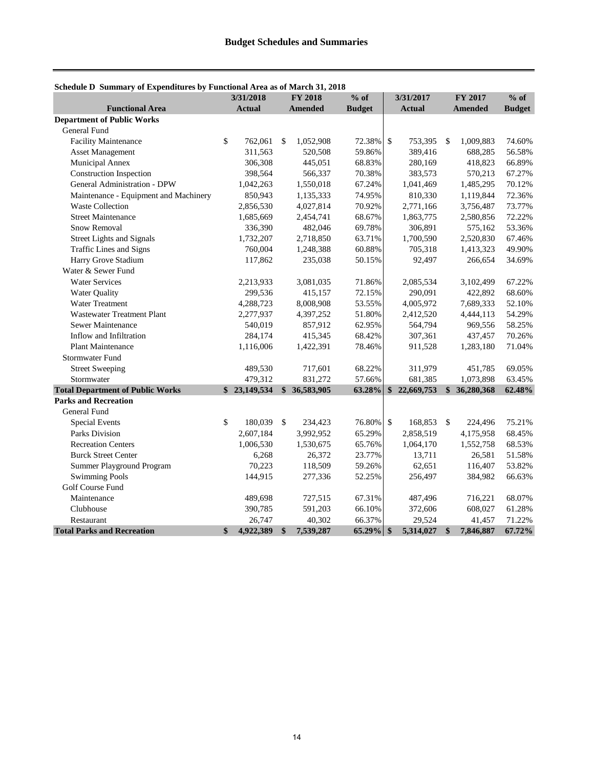# Budget Schedules and Summaries

**Schedule D Summary of Expenditures by Functional Area as of March 31, 2018**

| Functional Area | 3/31/2018 Actual | FY 2018 Amended | % of Budget | 3/31/2017 Actual | FY 2017 Amended | % of Budget |
|---|---|---|---|---|---|---|
| **Department of Public Works** | | | | | | |
| General Fund | | | | | | |
| Facility Maintenance | $ 762,061 | $ 1,052,908 | 72.38% | $ 753,395 | $ 1,009,883 | 74.60% |
| Asset Management | 311,563 | 520,508 | 59.86% | 389,416 | 688,285 | 56.58% |
| Municipal Annex | 306,308 | 445,051 | 68.83% | 280,169 | 418,823 | 66.89% |
| Construction Inspection | 398,564 | 566,337 | 70.38% | 383,573 | 570,213 | 67.27% |
| General Administration - DPW | 1,042,263 | 1,550,018 | 67.24% | 1,041,469 | 1,485,295 | 70.12% |
| Maintenance - Equipment and Machinery | 850,943 | 1,135,333 | 74.95% | 810,330 | 1,119,844 | 72.36% |
| Waste Collection | 2,856,530 | 4,027,814 | 70.92% | 2,771,166 | 3,756,487 | 73.77% |
| Street Maintenance | 1,685,669 | 2,454,741 | 68.67% | 1,863,775 | 2,580,856 | 72.22% |
| Snow Removal | 336,390 | 482,046 | 69.78% | 306,891 | 575,162 | 53.36% |
| Street Lights and Signals | 1,732,207 | 2,718,850 | 63.71% | 1,700,590 | 2,520,830 | 67.46% |
| Traffic Lines and Signs | 760,004 | 1,248,388 | 60.88% | 705,318 | 1,413,323 | 49.90% |
| Harry Grove Stadium | 117,862 | 235,038 | 50.15% | 92,497 | 266,654 | 34.69% |
| Water & Sewer Fund | | | | | | |
| Water Services | 2,213,933 | 3,081,035 | 71.86% | 2,085,534 | 3,102,499 | 67.22% |
| Water Quality | 299,536 | 415,157 | 72.15% | 290,091 | 422,892 | 68.60% |
| Water Treatment | 4,288,723 | 8,008,908 | 53.55% | 4,005,972 | 7,689,333 | 52.10% |
| Wastewater Treatment Plant | 2,277,937 | 4,397,252 | 51.80% | 2,412,520 | 4,444,113 | 54.29% |
| Sewer Maintenance | 540,019 | 857,912 | 62.95% | 564,794 | 969,556 | 58.25% |
| Inflow and Infiltration | 284,174 | 415,345 | 68.42% | 307,361 | 437,457 | 70.26% |
| Plant Maintenance | 1,116,006 | 1,422,391 | 78.46% | 911,528 | 1,283,180 | 71.04% |
| Stormwater Fund | | | | | | |
| Street Sweeping | 489,530 | 717,601 | 68.22% | 311,979 | 451,785 | 69.05% |
| Stormwater | 479,312 | 831,272 | 57.66% | 681,385 | 1,073,898 | 63.45% |
| **Total Department of Public Works** | **$ 23,149,534** | **$ 36,583,905** | **63.28%** | **$ 22,669,753** | **$ 36,280,368** | **62.48%** |
| **Parks and Recreation** | | | | | | |
| General Fund | | | | | | |
| Special Events | $ 180,039 | $ 234,423 | 76.80% | $ 168,853 | $ 224,496 | 75.21% |
| Parks Division | 2,607,184 | 3,992,952 | 65.29% | 2,858,519 | 4,175,958 | 68.45% |
| Recreation Centers | 1,006,530 | 1,530,675 | 65.76% | 1,064,170 | 1,552,758 | 68.53% |
| Burck Street Center | 6,268 | 26,372 | 23.77% | 13,711 | 26,581 | 51.58% |
| Summer Playground Program | 70,223 | 118,509 | 59.26% | 62,651 | 116,407 | 53.82% |
| Swimming Pools | 144,915 | 277,336 | 52.25% | 256,497 | 384,982 | 66.63% |
| Golf Course Fund | | | | | | |
| Maintenance | 489,698 | 727,515 | 67.31% | 487,496 | 716,221 | 68.07% |
| Clubhouse | 390,785 | 591,203 | 66.10% | 372,606 | 608,027 | 61.28% |
| Restaurant | 26,747 | 40,302 | 66.37% | 29,524 | 41,457 | 71.22% |
| **Total Parks and Recreation** | **$ 4,922,389** | **$ 7,539,287** | **65.29%** | **$ 5,314,027** | **$ 7,846,887** | **67.72%** |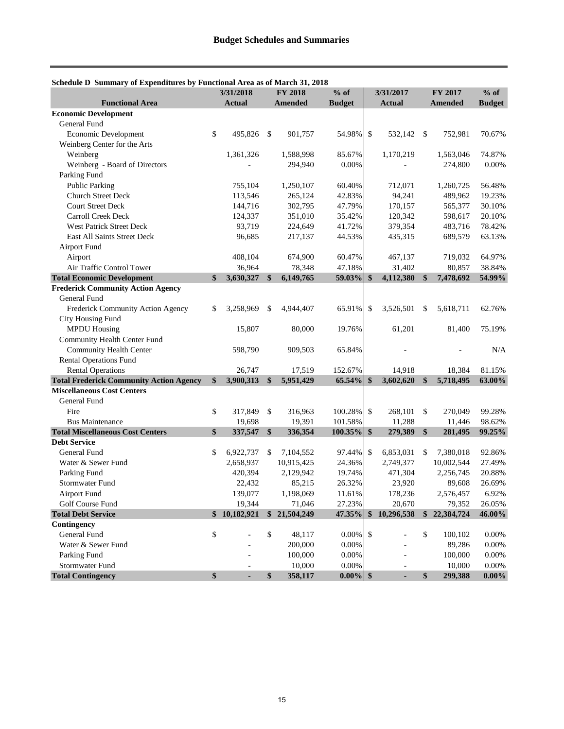## Budget Schedules and Summaries

**Schedule D Summary of Expenditures by Functional Area as of March 31, 2018**

| Functional Area | 3/31/2018 Actual | FY 2018 Amended | % of Budget | 3/31/2017 Actual | FY 2017 Amended | % of Budget |
|---|---|---|---|---|---|---|
| **Economic Development** | | | | | | |
| General Fund | | | | | | |
| Economic Development | $ 495,826 | $ 901,757 | 54.98% | $ 532,142 | $ 752,981 | 70.67% |
| Weinberg Center for the Arts | | | | | | |
| Weinberg | 1,361,326 | 1,588,998 | 85.67% | 1,170,219 | 1,563,046 | 74.87% |
| Weinberg - Board of Directors | - | 294,940 | 0.00% | - | 274,800 | 0.00% |
| Parking Fund | | | | | | |
| Public Parking | 755,104 | 1,250,107 | 60.40% | 712,071 | 1,260,725 | 56.48% |
| Church Street Deck | 113,546 | 265,124 | 42.83% | 94,241 | 489,962 | 19.23% |
| Court Street Deck | 144,716 | 302,795 | 47.79% | 170,157 | 565,377 | 30.10% |
| Carroll Creek Deck | 124,337 | 351,010 | 35.42% | 120,342 | 598,617 | 20.10% |
| West Patrick Street Deck | 93,719 | 224,649 | 41.72% | 379,354 | 483,716 | 78.42% |
| East All Saints Street Deck | 96,685 | 217,137 | 44.53% | 435,315 | 689,579 | 63.13% |
| Airport Fund | | | | | | |
| Airport | 408,104 | 674,900 | 60.47% | 467,137 | 719,032 | 64.97% |
| Air Traffic Control Tower | 36,964 | 78,348 | 47.18% | 31,402 | 80,857 | 38.84% |
| **Total Economic Development** | **$ 3,630,327** | **$ 6,149,765** | **59.03%** | **$ 4,112,380** | **$ 7,478,692** | **54.99%** |
| **Frederick Community Action Agency** | | | | | | |
| General Fund | | | | | | |
| Frederick Community Action Agency | $ 3,258,969 | $ 4,944,407 | 65.91% | $ 3,526,501 | $ 5,618,711 | 62.76% |
| City Housing Fund | | | | | | |
| MPDU Housing | 15,807 | 80,000 | 19.76% | 61,201 | 81,400 | 75.19% |
| Community Health Center Fund | | | | | | |
| Community Health Center | 598,790 | 909,503 | 65.84% | - | - | N/A |
| Rental Operations Fund | | | | | | |
| Rental Operations | 26,747 | 17,519 | 152.67% | 14,918 | 18,384 | 81.15% |
| **Total Frederick Community Action Agency** | **$ 3,900,313** | **$ 5,951,429** | **65.54%** | **$ 3,602,620** | **$ 5,718,495** | **63.00%** |
| **Miscellaneous Cost Centers** | | | | | | |
| General Fund | | | | | | |
| Fire | $ 317,849 | $ 316,963 | 100.28% | $ 268,101 | $ 270,049 | 99.28% |
| Bus Maintenance | 19,698 | 19,391 | 101.58% | 11,288 | 11,446 | 98.62% |
| **Total Miscellaneous Cost Centers** | **$ 337,547** | **$ 336,354** | **100.35%** | **$ 279,389** | **$ 281,495** | **99.25%** |
| **Debt Service** | | | | | | |
| General Fund | $ 6,922,737 | $ 7,104,552 | 97.44% | $ 6,853,031 | $ 7,380,018 | 92.86% |
| Water & Sewer Fund | 2,658,937 | 10,915,425 | 24.36% | 2,749,377 | 10,002,544 | 27.49% |
| Parking Fund | 420,394 | 2,129,942 | 19.74% | 471,304 | 2,256,745 | 20.88% |
| Stormwater Fund | 22,432 | 85,215 | 26.32% | 23,920 | 89,608 | 26.69% |
| Airport Fund | 139,077 | 1,198,069 | 11.61% | 178,236 | 2,576,457 | 6.92% |
| Golf Course Fund | 19,344 | 71,046 | 27.23% | 20,670 | 79,352 | 26.05% |
| **Total Debt Service** | **$ 10,182,921** | **$ 21,504,249** | **47.35%** | **$ 10,296,538** | **$ 22,384,724** | **46.00%** |
| **Contingency** | | | | | | |
| General Fund | $ - | $ 48,117 | 0.00% | $ - | $ 100,102 | 0.00% |
| Water & Sewer Fund | - | 200,000 | 0.00% | - | 89,286 | 0.00% |
| Parking Fund | - | 100,000 | 0.00% | - | 100,000 | 0.00% |
| Stormwater Fund | - | 10,000 | 0.00% | - | 10,000 | 0.00% |
| **Total Contingency** | **$ -** | **$ 358,117** | **0.00%** | **$ -** | **$ 299,388** | **0.00%** |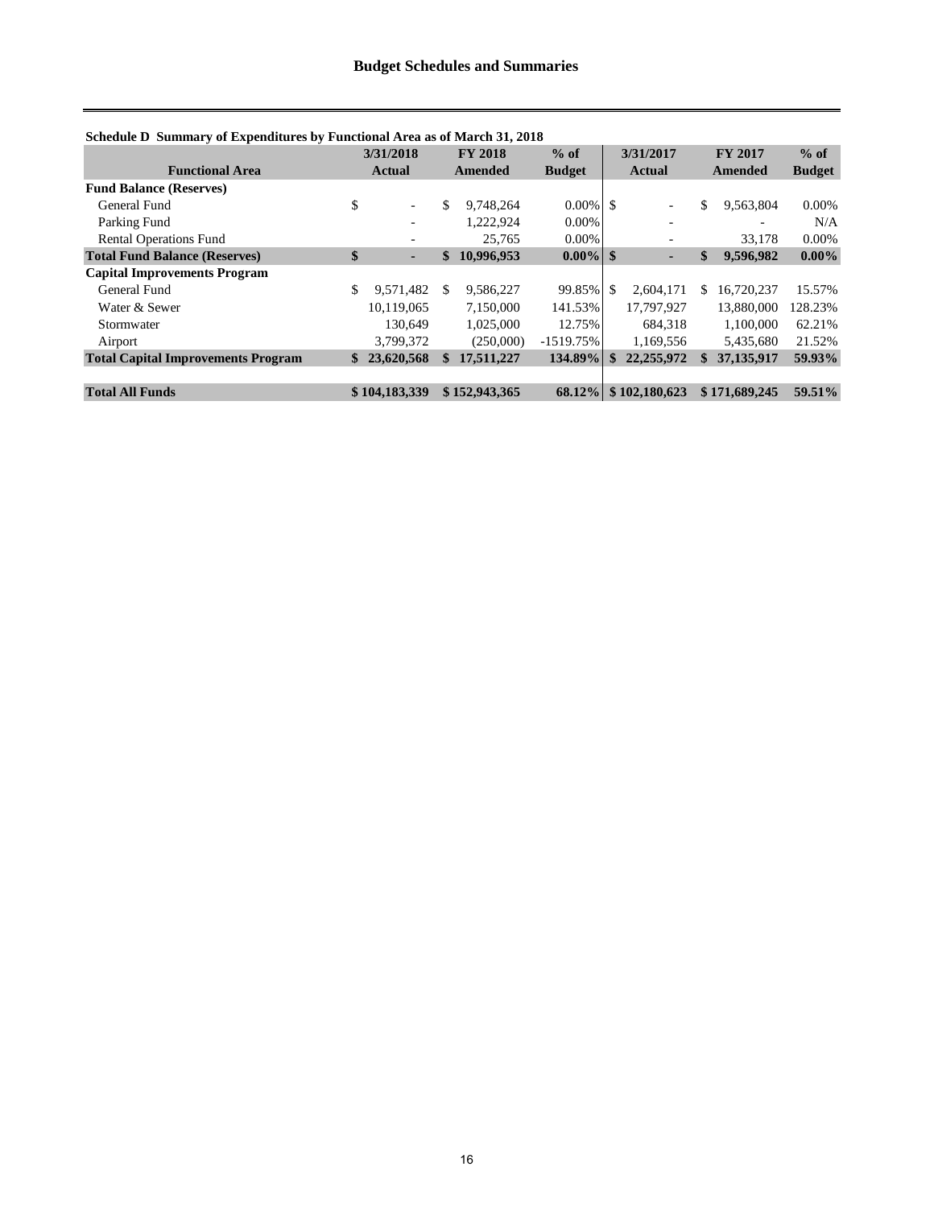## Budget Schedules and Summaries

**Schedule D Summary of Expenditures by Functional Area as of March 31, 2018**

| Functional Area | 3/31/2018 Actual | FY 2018 Amended | % of Budget | 3/31/2017 Actual | FY 2017 Amended | % of Budget |
|---|---|---|---|---|---|---|
| **Fund Balance (Reserves)** | | | | | | |
| General Fund | $ - | $ 9,748,264 | 0.00% | $ - | $ 9,563,804 | 0.00% |
| Parking Fund | - | 1,222,924 | 0.00% | - | - | N/A |
| Rental Operations Fund | - | 25,765 | 0.00% | - | 33,178 | 0.00% |
| **Total Fund Balance (Reserves)** | **$ -** | **$ 10,996,953** | **0.00%** | **$ -** | **$ 9,596,982** | **0.00%** |
| **Capital Improvements Program** | | | | | | |
| General Fund | $ 9,571,482 | $ 9,586,227 | 99.85% | $ 2,604,171 | $ 16,720,237 | 15.57% |
| Water & Sewer | 10,119,065 | 7,150,000 | 141.53% | 17,797,927 | 13,880,000 | 128.23% |
| Stormwater | 130,649 | 1,025,000 | 12.75% | 684,318 | 1,100,000 | 62.21% |
| Airport | 3,799,372 | (250,000) | -1519.75% | 1,169,556 | 5,435,680 | 21.52% |
| **Total Capital Improvements Program** | **$ 23,620,568** | **$ 17,511,227** | **134.89%** | **$ 22,255,972** | **$ 37,135,917** | **59.93%** |
| | | | | | | |
| **Total All Funds** | **$ 104,183,339** | **$ 152,943,365** | **68.12%** | **$ 102,180,623** | **$ 171,689,245** | **59.51%** |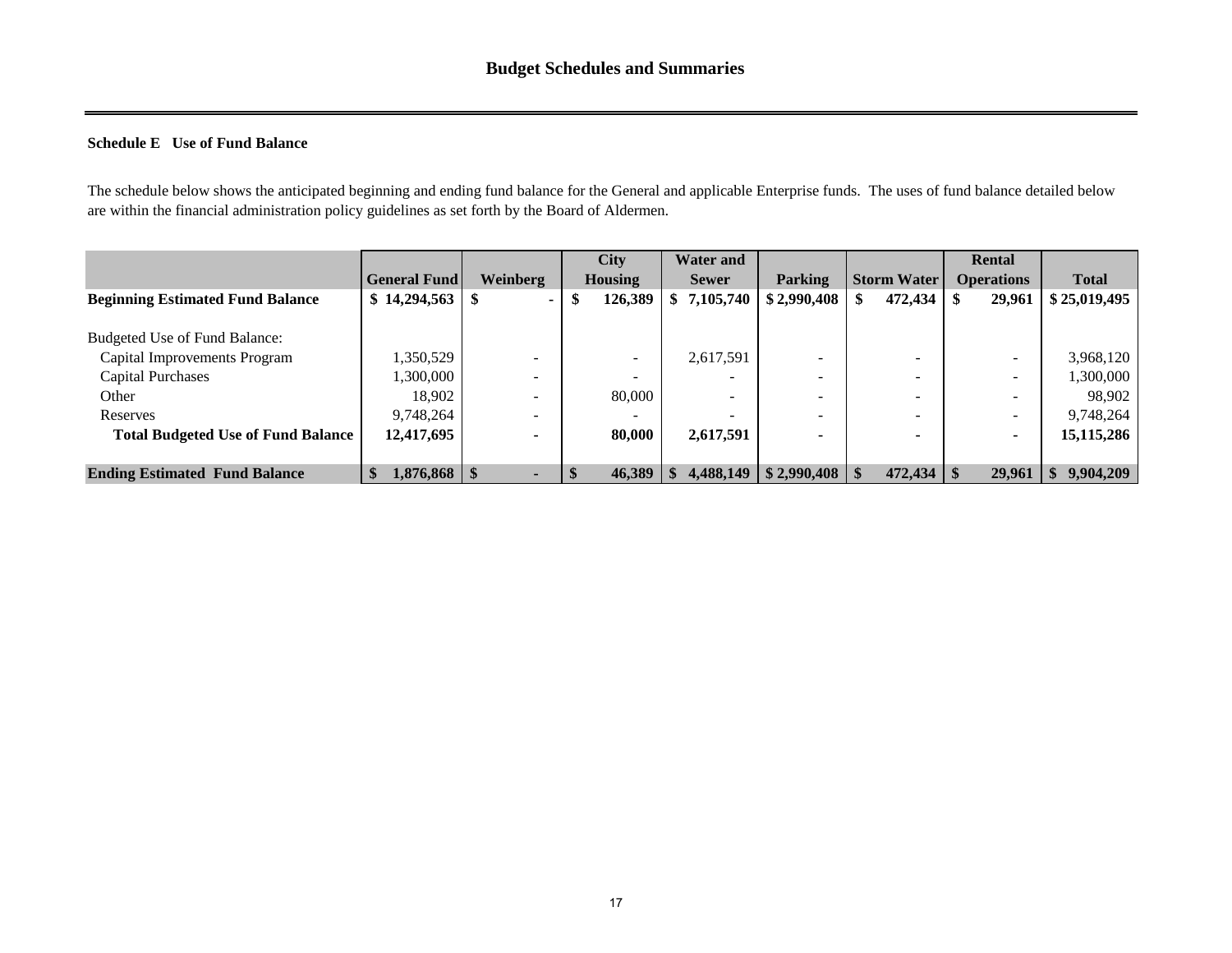## Budget Schedules and Summaries

**Schedule E Use of Fund Balance**

The schedule below shows the anticipated beginning and ending fund balance for the General and applicable Enterprise funds. The uses of fund balance detailed below are within the financial administration policy guidelines as set forth by the Board of Aldermen.

| | General Fund | Weinberg | City Housing | Water and Sewer | Parking | Storm Water | Rental Operations | Total |
|---|---|---|---|---|---|---|---|---|
| **Beginning Estimated Fund Balance** | **$ 14,294,563** | **$ -** | **$ 126,389** | **$ 7,105,740** | **$ 2,990,408** | **$ 472,434** | **$ 29,961** | **$ 25,019,495** |
| Budgeted Use of Fund Balance: | | | | | | | | |
| Capital Improvements Program | 1,350,529 | - | - | 2,617,591 | - | - | - | 3,968,120 |
| Capital Purchases | 1,300,000 | - | - | - | - | - | - | 1,300,000 |
| Other | 18,902 | - | 80,000 | - | - | - | - | 98,902 |
| Reserves | 9,748,264 | - | - | - | - | - | - | 9,748,264 |
| **Total Budgeted Use of Fund Balance** | **12,417,695** | **-** | **80,000** | **2,617,591** | **-** | **-** | **-** | **15,115,286** |
| **Ending Estimated Fund Balance** | **$ 1,876,868** | **$ -** | **$ 46,389** | **$ 4,488,149** | **$ 2,990,408** | **$ 472,434** | **$ 29,961** | **$ 9,904,209** |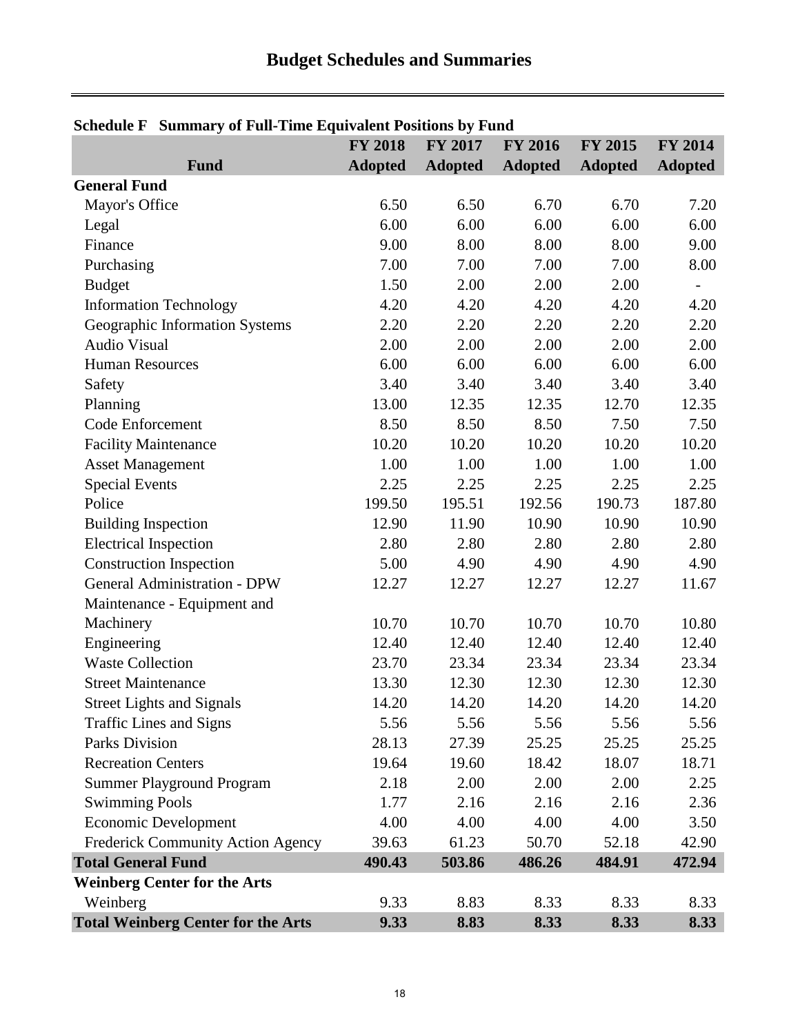# Budget Schedules and Summaries

**Schedule F Summary of Full-Time Equivalent Positions by Fund**

| Fund | FY 2018 Adopted | FY 2017 Adopted | FY 2016 Adopted | FY 2015 Adopted | FY 2014 Adopted |
|---|---|---|---|---|---|
| **General Fund** | | | | | |
| Mayor's Office | 6.50 | 6.50 | 6.70 | 6.70 | 7.20 |
| Legal | 6.00 | 6.00 | 6.00 | 6.00 | 6.00 |
| Finance | 9.00 | 8.00 | 8.00 | 8.00 | 9.00 |
| Purchasing | 7.00 | 7.00 | 7.00 | 7.00 | 8.00 |
| Budget | 1.50 | 2.00 | 2.00 | 2.00 | - |
| Information Technology | 4.20 | 4.20 | 4.20 | 4.20 | 4.20 |
| Geographic Information Systems | 2.20 | 2.20 | 2.20 | 2.20 | 2.20 |
| Audio Visual | 2.00 | 2.00 | 2.00 | 2.00 | 2.00 |
| Human Resources | 6.00 | 6.00 | 6.00 | 6.00 | 6.00 |
| Safety | 3.40 | 3.40 | 3.40 | 3.40 | 3.40 |
| Planning | 13.00 | 12.35 | 12.35 | 12.70 | 12.35 |
| Code Enforcement | 8.50 | 8.50 | 8.50 | 7.50 | 7.50 |
| Facility Maintenance | 10.20 | 10.20 | 10.20 | 10.20 | 10.20 |
| Asset Management | 1.00 | 1.00 | 1.00 | 1.00 | 1.00 |
| Special Events | 2.25 | 2.25 | 2.25 | 2.25 | 2.25 |
| Police | 199.50 | 195.51 | 192.56 | 190.73 | 187.80 |
| Building Inspection | 12.90 | 11.90 | 10.90 | 10.90 | 10.90 |
| Electrical Inspection | 2.80 | 2.80 | 2.80 | 2.80 | 2.80 |
| Construction Inspection | 5.00 | 4.90 | 4.90 | 4.90 | 4.90 |
| General Administration - DPW | 12.27 | 12.27 | 12.27 | 12.27 | 11.67 |
| Maintenance - Equipment and Machinery | 10.70 | 10.70 | 10.70 | 10.70 | 10.80 |
| Engineering | 12.40 | 12.40 | 12.40 | 12.40 | 12.40 |
| Waste Collection | 23.70 | 23.34 | 23.34 | 23.34 | 23.34 |
| Street Maintenance | 13.30 | 12.30 | 12.30 | 12.30 | 12.30 |
| Street Lights and Signals | 14.20 | 14.20 | 14.20 | 14.20 | 14.20 |
| Traffic Lines and Signs | 5.56 | 5.56 | 5.56 | 5.56 | 5.56 |
| Parks Division | 28.13 | 27.39 | 25.25 | 25.25 | 25.25 |
| Recreation Centers | 19.64 | 19.60 | 18.42 | 18.07 | 18.71 |
| Summer Playground Program | 2.18 | 2.00 | 2.00 | 2.00 | 2.25 |
| Swimming Pools | 1.77 | 2.16 | 2.16 | 2.16 | 2.36 |
| Economic Development | 4.00 | 4.00 | 4.00 | 4.00 | 3.50 |
| Frederick Community Action Agency | 39.63 | 61.23 | 50.70 | 52.18 | 42.90 |
| **Total General Fund** | **490.43** | **503.86** | **486.26** | **484.91** | **472.94** |
| **Weinberg Center for the Arts** | | | | | |
| Weinberg | 9.33 | 8.83 | 8.33 | 8.33 | 8.33 |
| **Total Weinberg Center for the Arts** | **9.33** | **8.83** | **8.33** | **8.33** | **8.33** |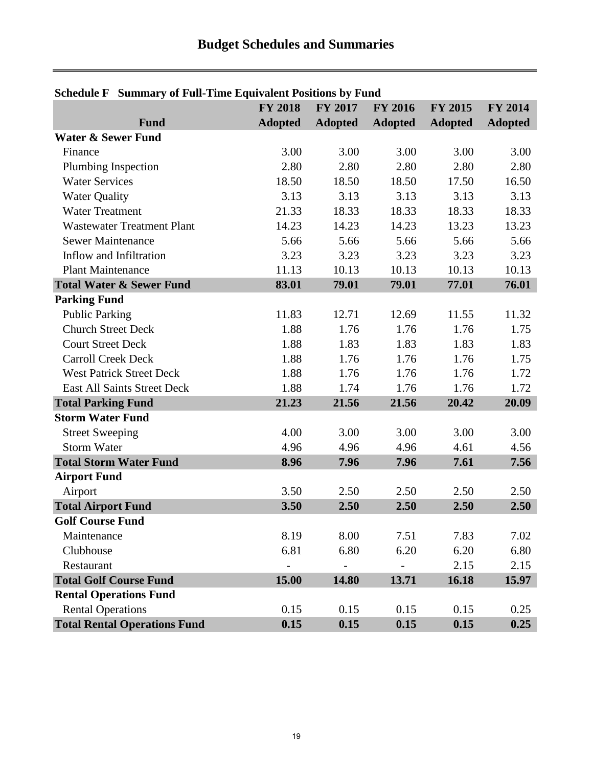# Budget Schedules and Summaries

**Schedule F Summary of Full-Time Equivalent Positions by Fund**

| Fund | FY 2018 Adopted | FY 2017 Adopted | FY 2016 Adopted | FY 2015 Adopted | FY 2014 Adopted |
|---|---|---|---|---|---|
| **Water & Sewer Fund** | | | | | |
| Finance | 3.00 | 3.00 | 3.00 | 3.00 | 3.00 |
| Plumbing Inspection | 2.80 | 2.80 | 2.80 | 2.80 | 2.80 |
| Water Services | 18.50 | 18.50 | 18.50 | 17.50 | 16.50 |
| Water Quality | 3.13 | 3.13 | 3.13 | 3.13 | 3.13 |
| Water Treatment | 21.33 | 18.33 | 18.33 | 18.33 | 18.33 |
| Wastewater Treatment Plant | 14.23 | 14.23 | 14.23 | 13.23 | 13.23 |
| Sewer Maintenance | 5.66 | 5.66 | 5.66 | 5.66 | 5.66 |
| Inflow and Infiltration | 3.23 | 3.23 | 3.23 | 3.23 | 3.23 |
| Plant Maintenance | 11.13 | 10.13 | 10.13 | 10.13 | 10.13 |
| **Total Water & Sewer Fund** | **83.01** | **79.01** | **79.01** | **77.01** | **76.01** |
| **Parking Fund** | | | | | |
| Public Parking | 11.83 | 12.71 | 12.69 | 11.55 | 11.32 |
| Church Street Deck | 1.88 | 1.76 | 1.76 | 1.76 | 1.75 |
| Court Street Deck | 1.88 | 1.83 | 1.83 | 1.83 | 1.83 |
| Carroll Creek Deck | 1.88 | 1.76 | 1.76 | 1.76 | 1.75 |
| West Patrick Street Deck | 1.88 | 1.76 | 1.76 | 1.76 | 1.72 |
| East All Saints Street Deck | 1.88 | 1.74 | 1.76 | 1.76 | 1.72 |
| **Total Parking Fund** | **21.23** | **21.56** | **21.56** | **20.42** | **20.09** |
| **Storm Water Fund** | | | | | |
| Street Sweeping | 4.00 | 3.00 | 3.00 | 3.00 | 3.00 |
| Storm Water | 4.96 | 4.96 | 4.96 | 4.61 | 4.56 |
| **Total Storm Water Fund** | **8.96** | **7.96** | **7.96** | **7.61** | **7.56** |
| **Airport Fund** | | | | | |
| Airport | 3.50 | 2.50 | 2.50 | 2.50 | 2.50 |
| **Total Airport Fund** | **3.50** | **2.50** | **2.50** | **2.50** | **2.50** |
| **Golf Course Fund** | | | | | |
| Maintenance | 8.19 | 8.00 | 7.51 | 7.83 | 7.02 |
| Clubhouse | 6.81 | 6.80 | 6.20 | 6.20 | 6.80 |
| Restaurant | - | - | - | 2.15 | 2.15 |
| **Total Golf Course Fund** | **15.00** | **14.80** | **13.71** | **16.18** | **15.97** |
| **Rental Operations Fund** | | | | | |
| Rental Operations | 0.15 | 0.15 | 0.15 | 0.15 | 0.25 |
| **Total Rental Operations Fund** | **0.15** | **0.15** | **0.15** | **0.15** | **0.25** |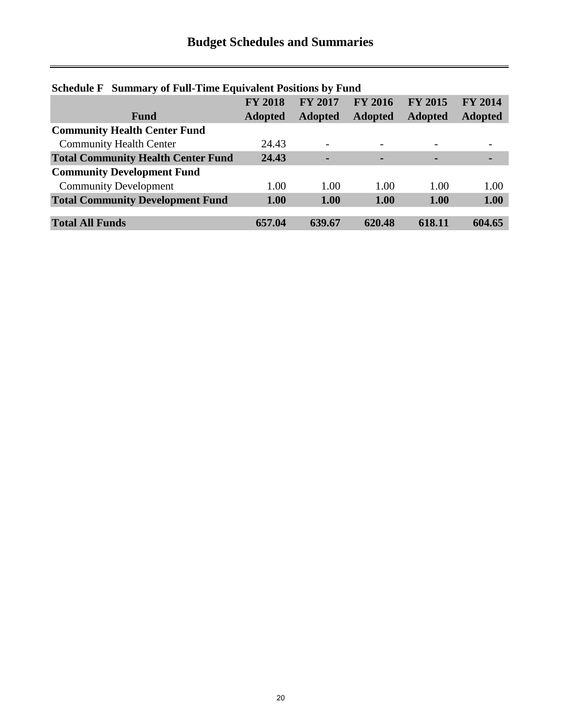# Budget Schedules and Summaries

**Schedule F   Summary of Full-Time Equivalent Positions by Fund**

| Fund | FY 2018 Adopted | FY 2017 Adopted | FY 2016 Adopted | FY 2015 Adopted | FY 2014 Adopted |
|---|---|---|---|---|---|
| **Community Health Center Fund** | | | | | |
| Community Health Center | 24.43 | - | - | - | - |
| **Total Community Health Center Fund** | **24.43** | **-** | **-** | **-** | **-** |
| **Community Development Fund** | | | | | |
| Community Development | 1.00 | 1.00 | 1.00 | 1.00 | 1.00 |
| **Total Community Development Fund** | **1.00** | **1.00** | **1.00** | **1.00** | **1.00** |
| **Total All Funds** | **657.04** | **639.67** | **620.48** | **618.11** | **604.65** |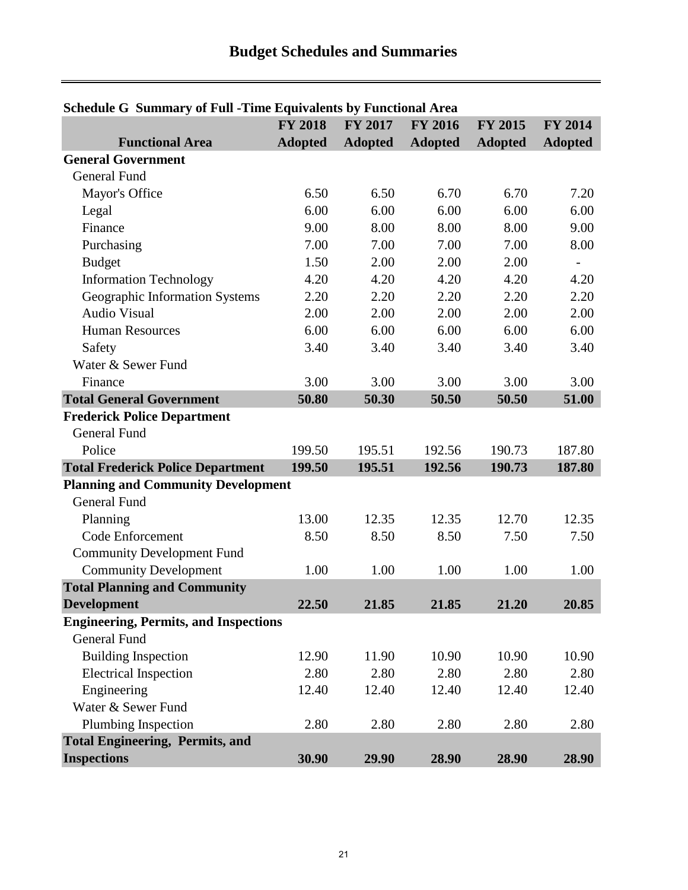# Budget Schedules and Summaries

**Schedule G Summary of Full -Time Equivalents by Functional Area**

| Functional Area | FY 2018 Adopted | FY 2017 Adopted | FY 2016 Adopted | FY 2015 Adopted | FY 2014 Adopted |
|---|---|---|---|---|---|
| **General Government** | | | | | |
| General Fund | | | | | |
| Mayor's Office | 6.50 | 6.50 | 6.70 | 6.70 | 7.20 |
| Legal | 6.00 | 6.00 | 6.00 | 6.00 | 6.00 |
| Finance | 9.00 | 8.00 | 8.00 | 8.00 | 9.00 |
| Purchasing | 7.00 | 7.00 | 7.00 | 7.00 | 8.00 |
| Budget | 1.50 | 2.00 | 2.00 | 2.00 | - |
| Information Technology | 4.20 | 4.20 | 4.20 | 4.20 | 4.20 |
| Geographic Information Systems | 2.20 | 2.20 | 2.20 | 2.20 | 2.20 |
| Audio Visual | 2.00 | 2.00 | 2.00 | 2.00 | 2.00 |
| Human Resources | 6.00 | 6.00 | 6.00 | 6.00 | 6.00 |
| Safety | 3.40 | 3.40 | 3.40 | 3.40 | 3.40 |
| Water & Sewer Fund | | | | | |
| Finance | 3.00 | 3.00 | 3.00 | 3.00 | 3.00 |
| **Total General Government** | **50.80** | **50.30** | **50.50** | **50.50** | **51.00** |
| **Frederick Police Department** | | | | | |
| General Fund | | | | | |
| Police | 199.50 | 195.51 | 192.56 | 190.73 | 187.80 |
| **Total Frederick Police Department** | **199.50** | **195.51** | **192.56** | **190.73** | **187.80** |
| **Planning and Community Development** | | | | | |
| General Fund | | | | | |
| Planning | 13.00 | 12.35 | 12.35 | 12.70 | 12.35 |
| Code Enforcement | 8.50 | 8.50 | 8.50 | 7.50 | 7.50 |
| Community Development Fund | | | | | |
| Community Development | 1.00 | 1.00 | 1.00 | 1.00 | 1.00 |
| **Total Planning and Community Development** | **22.50** | **21.85** | **21.85** | **21.20** | **20.85** |
| **Engineering, Permits, and Inspections** | | | | | |
| General Fund | | | | | |
| Building Inspection | 12.90 | 11.90 | 10.90 | 10.90 | 10.90 |
| Electrical Inspection | 2.80 | 2.80 | 2.80 | 2.80 | 2.80 |
| Engineering | 12.40 | 12.40 | 12.40 | 12.40 | 12.40 |
| Water & Sewer Fund | | | | | |
| Plumbing Inspection | 2.80 | 2.80 | 2.80 | 2.80 | 2.80 |
| **Total Engineering, Permits, and Inspections** | **30.90** | **29.90** | **28.90** | **28.90** | **28.90** |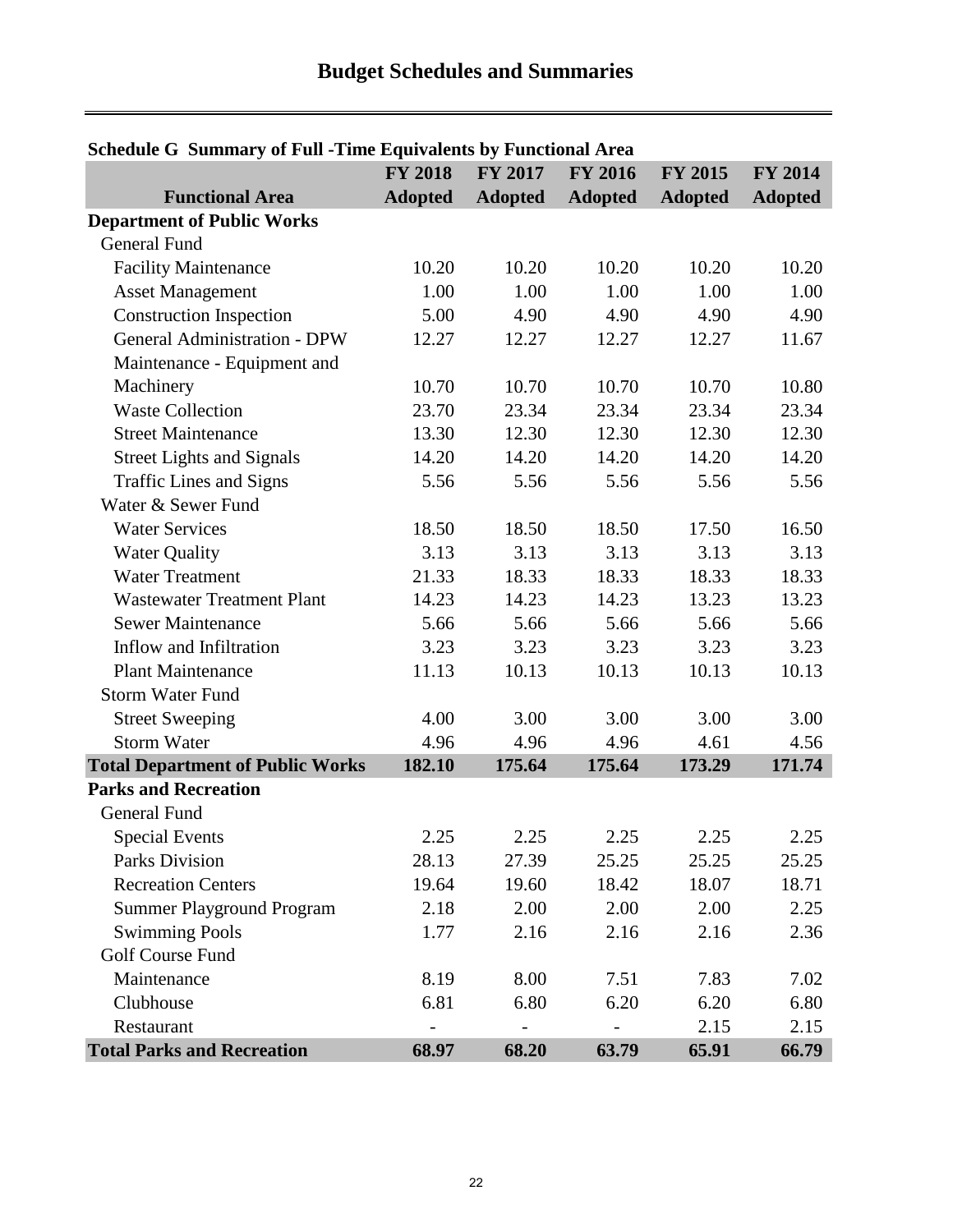# Budget Schedules and Summaries

**Schedule G Summary of Full -Time Equivalents by Functional Area**

| Functional Area | FY 2018 Adopted | FY 2017 Adopted | FY 2016 Adopted | FY 2015 Adopted | FY 2014 Adopted |
|---|---|---|---|---|---|
| **Department of Public Works** | | | | | |
| General Fund | | | | | |
| Facility Maintenance | 10.20 | 10.20 | 10.20 | 10.20 | 10.20 |
| Asset Management | 1.00 | 1.00 | 1.00 | 1.00 | 1.00 |
| Construction Inspection | 5.00 | 4.90 | 4.90 | 4.90 | 4.90 |
| General Administration - DPW | 12.27 | 12.27 | 12.27 | 12.27 | 11.67 |
| Maintenance - Equipment and Machinery | 10.70 | 10.70 | 10.70 | 10.70 | 10.80 |
| Waste Collection | 23.70 | 23.34 | 23.34 | 23.34 | 23.34 |
| Street Maintenance | 13.30 | 12.30 | 12.30 | 12.30 | 12.30 |
| Street Lights and Signals | 14.20 | 14.20 | 14.20 | 14.20 | 14.20 |
| Traffic Lines and Signs | 5.56 | 5.56 | 5.56 | 5.56 | 5.56 |
| Water & Sewer Fund | | | | | |
| Water Services | 18.50 | 18.50 | 18.50 | 17.50 | 16.50 |
| Water Quality | 3.13 | 3.13 | 3.13 | 3.13 | 3.13 |
| Water Treatment | 21.33 | 18.33 | 18.33 | 18.33 | 18.33 |
| Wastewater Treatment Plant | 14.23 | 14.23 | 14.23 | 13.23 | 13.23 |
| Sewer Maintenance | 5.66 | 5.66 | 5.66 | 5.66 | 5.66 |
| Inflow and Infiltration | 3.23 | 3.23 | 3.23 | 3.23 | 3.23 |
| Plant Maintenance | 11.13 | 10.13 | 10.13 | 10.13 | 10.13 |
| Storm Water Fund | | | | | |
| Street Sweeping | 4.00 | 3.00 | 3.00 | 3.00 | 3.00 |
| Storm Water | 4.96 | 4.96 | 4.96 | 4.61 | 4.56 |
| **Total Department of Public Works** | **182.10** | **175.64** | **175.64** | **173.29** | **171.74** |
| **Parks and Recreation** | | | | | |
| General Fund | | | | | |
| Special Events | 2.25 | 2.25 | 2.25 | 2.25 | 2.25 |
| Parks Division | 28.13 | 27.39 | 25.25 | 25.25 | 25.25 |
| Recreation Centers | 19.64 | 19.60 | 18.42 | 18.07 | 18.71 |
| Summer Playground Program | 2.18 | 2.00 | 2.00 | 2.00 | 2.25 |
| Swimming Pools | 1.77 | 2.16 | 2.16 | 2.16 | 2.36 |
| Golf Course Fund | | | | | |
| Maintenance | 8.19 | 8.00 | 7.51 | 7.83 | 7.02 |
| Clubhouse | 6.81 | 6.80 | 6.20 | 6.20 | 6.80 |
| Restaurant | - | - | - | 2.15 | 2.15 |
| **Total Parks and Recreation** | **68.97** | **68.20** | **63.79** | **65.91** | **66.79** |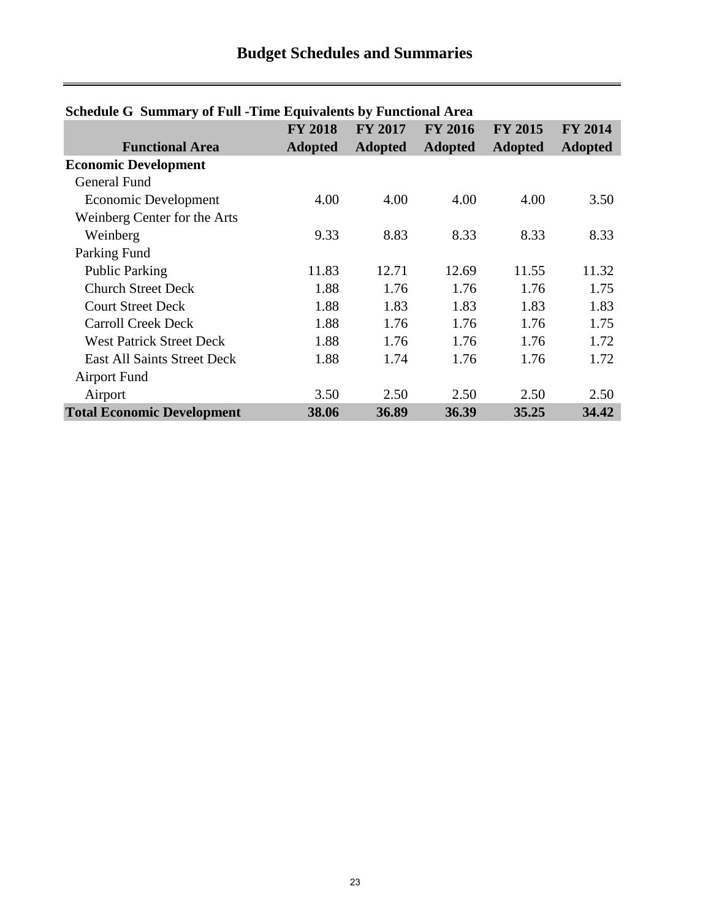# Budget Schedules and Summaries

## Schedule G Summary of Full -Time Equivalents by Functional Area

| Functional Area | FY 2018 Adopted | FY 2017 Adopted | FY 2016 Adopted | FY 2015 Adopted | FY 2014 Adopted |
|---|---|---|---|---|---|
| **Economic Development** | | | | | |
| General Fund | | | | | |
| Economic Development | 4.00 | 4.00 | 4.00 | 4.00 | 3.50 |
| Weinberg Center for the Arts | | | | | |
| Weinberg | 9.33 | 8.83 | 8.33 | 8.33 | 8.33 |
| Parking Fund | | | | | |
| Public Parking | 11.83 | 12.71 | 12.69 | 11.55 | 11.32 |
| Church Street Deck | 1.88 | 1.76 | 1.76 | 1.76 | 1.75 |
| Court Street Deck | 1.88 | 1.83 | 1.83 | 1.83 | 1.83 |
| Carroll Creek Deck | 1.88 | 1.76 | 1.76 | 1.76 | 1.75 |
| West Patrick Street Deck | 1.88 | 1.76 | 1.76 | 1.76 | 1.72 |
| East All Saints Street Deck | 1.88 | 1.74 | 1.76 | 1.76 | 1.72 |
| Airport Fund | | | | | |
| Airport | 3.50 | 2.50 | 2.50 | 2.50 | 2.50 |
| **Total Economic Development** | **38.06** | **36.89** | **36.39** | **35.25** | **34.42** |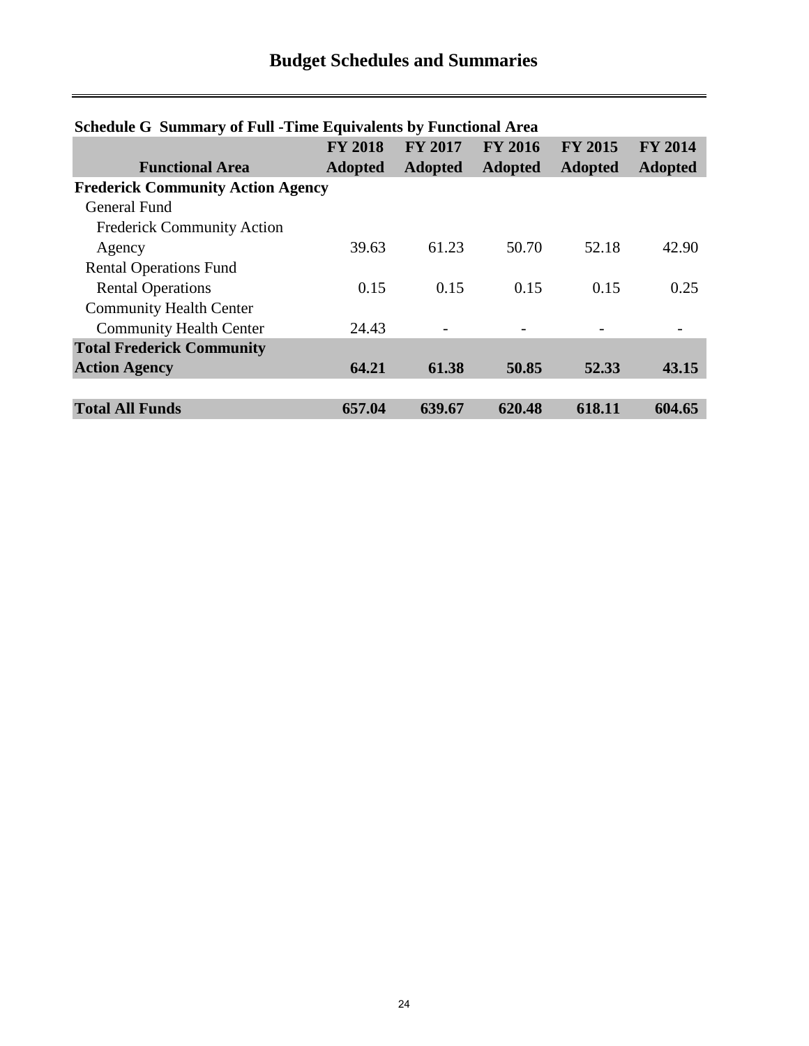# Budget Schedules and Summaries

**Schedule G Summary of Full -Time Equivalents by Functional Area**

| Functional Area | FY 2018 Adopted | FY 2017 Adopted | FY 2016 Adopted | FY 2015 Adopted | FY 2014 Adopted |
|---|---|---|---|---|---|
| **Frederick Community Action Agency** | | | | | |
| General Fund | | | | | |
| Frederick Community Action Agency | 39.63 | 61.23 | 50.70 | 52.18 | 42.90 |
| Rental Operations Fund | | | | | |
| Rental Operations | 0.15 | 0.15 | 0.15 | 0.15 | 0.25 |
| Community Health Center | | | | | |
| Community Health Center | 24.43 | - | - | - | - |
| **Total Frederick Community Action Agency** | **64.21** | **61.38** | **50.85** | **52.33** | **43.15** |
| | | | | | |
| **Total All Funds** | **657.04** | **639.67** | **620.48** | **618.11** | **604.65** |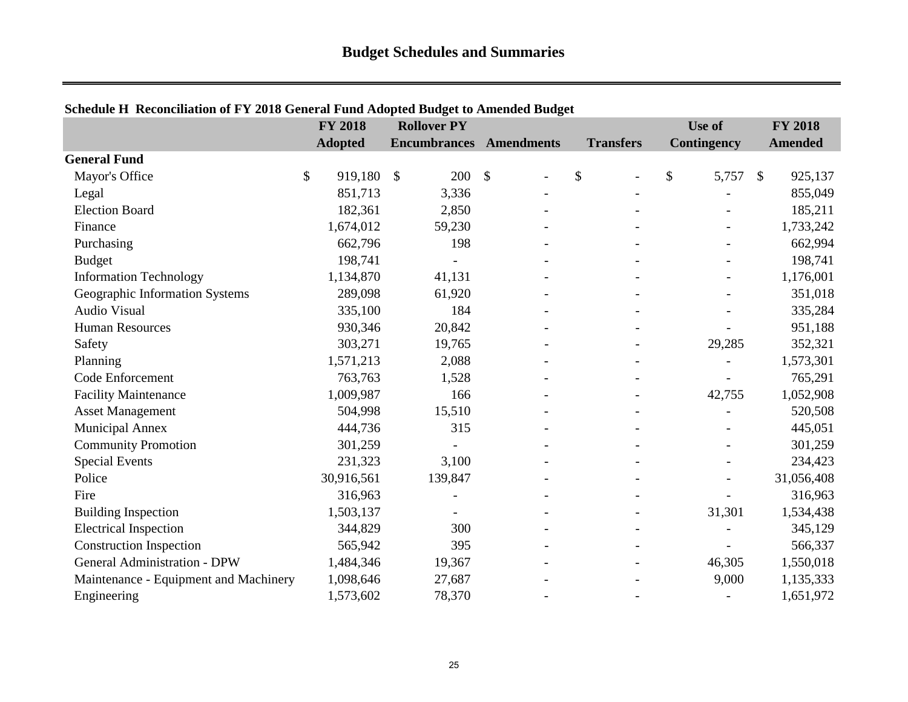# Budget Schedules and Summaries

**Schedule H Reconciliation of FY 2018 General Fund Adopted Budget to Amended Budget**

| | FY 2018 Adopted | Rollover PY Encumbrances | Amendments | Transfers | Use of Contingency | FY 2018 Amended |
|---|---|---|---|---|---|---|
| **General Fund** | | | | | | |
| Mayor's Office | $ 919,180 | $ 200 | $ - | $ - | $ 5,757 | $ 925,137 |
| Legal | 851,713 | 3,336 | - | - | - | 855,049 |
| Election Board | 182,361 | 2,850 | - | - | - | 185,211 |
| Finance | 1,674,012 | 59,230 | - | - | - | 1,733,242 |
| Purchasing | 662,796 | 198 | - | - | - | 662,994 |
| Budget | 198,741 | - | - | - | - | 198,741 |
| Information Technology | 1,134,870 | 41,131 | - | - | - | 1,176,001 |
| Geographic Information Systems | 289,098 | 61,920 | - | - | - | 351,018 |
| Audio Visual | 335,100 | 184 | - | - | - | 335,284 |
| Human Resources | 930,346 | 20,842 | - | - | - | 951,188 |
| Safety | 303,271 | 19,765 | - | - | 29,285 | 352,321 |
| Planning | 1,571,213 | 2,088 | - | - | - | 1,573,301 |
| Code Enforcement | 763,763 | 1,528 | - | - | - | 765,291 |
| Facility Maintenance | 1,009,987 | 166 | - | - | 42,755 | 1,052,908 |
| Asset Management | 504,998 | 15,510 | - | - | - | 520,508 |
| Municipal Annex | 444,736 | 315 | - | - | - | 445,051 |
| Community Promotion | 301,259 | - | - | - | - | 301,259 |
| Special Events | 231,323 | 3,100 | - | - | - | 234,423 |
| Police | 30,916,561 | 139,847 | - | - | - | 31,056,408 |
| Fire | 316,963 | - | - | - | - | 316,963 |
| Building Inspection | 1,503,137 | - | - | - | 31,301 | 1,534,438 |
| Electrical Inspection | 344,829 | 300 | - | - | - | 345,129 |
| Construction Inspection | 565,942 | 395 | - | - | - | 566,337 |
| General Administration - DPW | 1,484,346 | 19,367 | - | - | 46,305 | 1,550,018 |
| Maintenance - Equipment and Machinery | 1,098,646 | 27,687 | - | - | 9,000 | 1,135,333 |
| Engineering | 1,573,602 | 78,370 | - | - | - | 1,651,972 |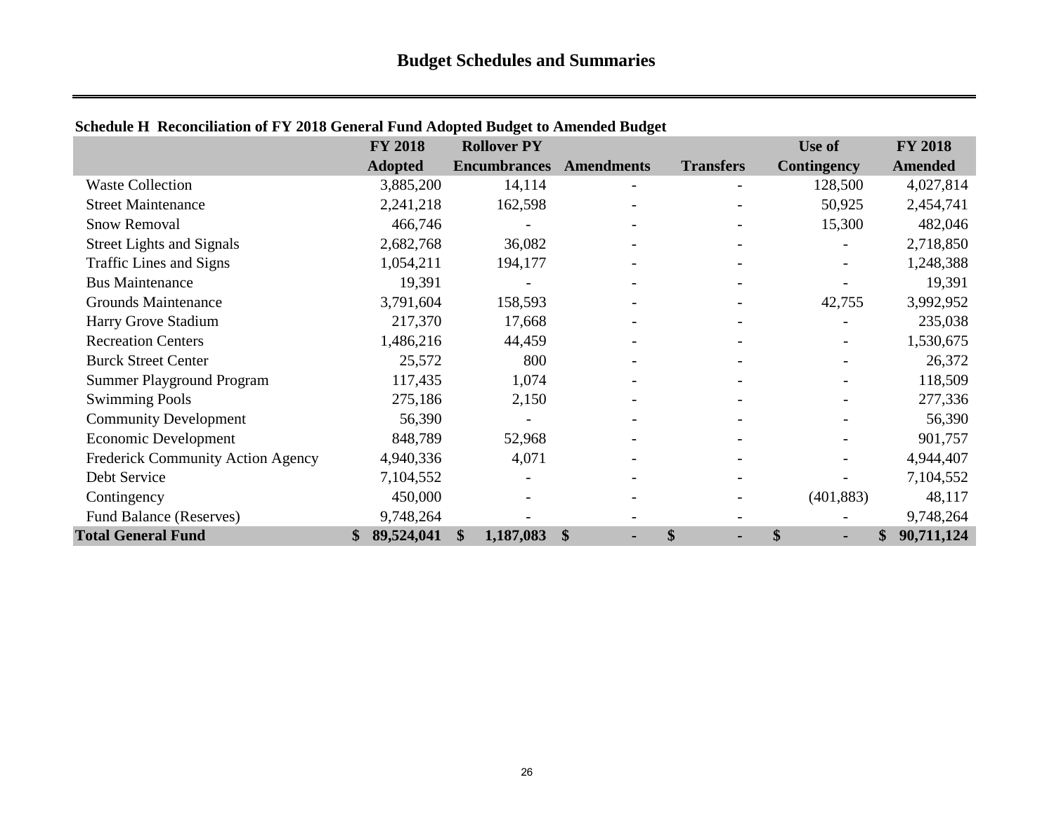# Budget Schedules and Summaries

**Schedule H Reconciliation of FY 2018 General Fund Adopted Budget to Amended Budget**

| | FY 2018 Adopted | Rollover PY Encumbrances | Amendments | Transfers | Use of Contingency | FY 2018 Amended |
|---|---|---|---|---|---|---|
| Waste Collection | 3,885,200 | 14,114 | - | - | 128,500 | 4,027,814 |
| Street Maintenance | 2,241,218 | 162,598 | - | - | 50,925 | 2,454,741 |
| Snow Removal | 466,746 | - | - | - | 15,300 | 482,046 |
| Street Lights and Signals | 2,682,768 | 36,082 | - | - | - | 2,718,850 |
| Traffic Lines and Signs | 1,054,211 | 194,177 | - | - | - | 1,248,388 |
| Bus Maintenance | 19,391 | - | - | - | - | 19,391 |
| Grounds Maintenance | 3,791,604 | 158,593 | - | - | 42,755 | 3,992,952 |
| Harry Grove Stadium | 217,370 | 17,668 | - | - | - | 235,038 |
| Recreation Centers | 1,486,216 | 44,459 | - | - | - | 1,530,675 |
| Burck Street Center | 25,572 | 800 | - | - | - | 26,372 |
| Summer Playground Program | 117,435 | 1,074 | - | - | - | 118,509 |
| Swimming Pools | 275,186 | 2,150 | - | - | - | 277,336 |
| Community Development | 56,390 | - | - | - | - | 56,390 |
| Economic Development | 848,789 | 52,968 | - | - | - | 901,757 |
| Frederick Community Action Agency | 4,940,336 | 4,071 | - | - | - | 4,944,407 |
| Debt Service | 7,104,552 | - | - | - | - | 7,104,552 |
| Contingency | 450,000 | - | - | - | (401,883) | 48,117 |
| Fund Balance (Reserves) | 9,748,264 | - | - | - | - | 9,748,264 |
| **Total General Fund** | **$ 89,524,041** | **$ 1,187,083** | **$ -** | **$ -** | **$ -** | **$ 90,711,124** |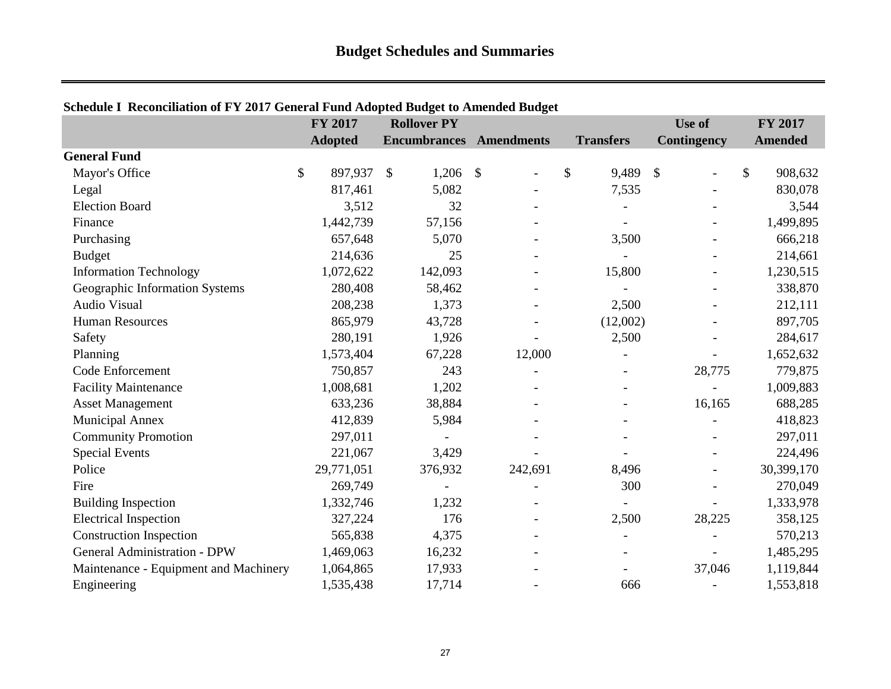## Budget Schedules and Summaries

**Schedule I Reconciliation of FY 2017 General Fund Adopted Budget to Amended Budget**

| | FY 2017 Adopted | Rollover PY Encumbrances | Amendments | Transfers | Use of Contingency | FY 2017 Amended |
|---|---|---|---|---|---|---|
| **General Fund** | | | | | | |
| Mayor's Office | $ 897,937 | $ 1,206 | $ - | $ 9,489 | $ - | $ 908,632 |
| Legal | 817,461 | 5,082 | - | 7,535 | - | 830,078 |
| Election Board | 3,512 | 32 | - | - | - | 3,544 |
| Finance | 1,442,739 | 57,156 | - | - | - | 1,499,895 |
| Purchasing | 657,648 | 5,070 | - | 3,500 | - | 666,218 |
| Budget | 214,636 | 25 | - | - | - | 214,661 |
| Information Technology | 1,072,622 | 142,093 | - | 15,800 | - | 1,230,515 |
| Geographic Information Systems | 280,408 | 58,462 | - | - | - | 338,870 |
| Audio Visual | 208,238 | 1,373 | - | 2,500 | - | 212,111 |
| Human Resources | 865,979 | 43,728 | - | (12,002) | - | 897,705 |
| Safety | 280,191 | 1,926 | - | 2,500 | - | 284,617 |
| Planning | 1,573,404 | 67,228 | 12,000 | - | - | 1,652,632 |
| Code Enforcement | 750,857 | 243 | - | - | 28,775 | 779,875 |
| Facility Maintenance | 1,008,681 | 1,202 | - | - | - | 1,009,883 |
| Asset Management | 633,236 | 38,884 | - | - | 16,165 | 688,285 |
| Municipal Annex | 412,839 | 5,984 | - | - | - | 418,823 |
| Community Promotion | 297,011 | - | - | - | - | 297,011 |
| Special Events | 221,067 | 3,429 | - | - | - | 224,496 |
| Police | 29,771,051 | 376,932 | 242,691 | 8,496 | - | 30,399,170 |
| Fire | 269,749 | - | - | 300 | - | 270,049 |
| Building Inspection | 1,332,746 | 1,232 | - | - | - | 1,333,978 |
| Electrical Inspection | 327,224 | 176 | - | 2,500 | 28,225 | 358,125 |
| Construction Inspection | 565,838 | 4,375 | - | - | - | 570,213 |
| General Administration - DPW | 1,469,063 | 16,232 | - | - | - | 1,485,295 |
| Maintenance - Equipment and Machinery | 1,064,865 | 17,933 | - | - | 37,046 | 1,119,844 |
| Engineering | 1,535,438 | 17,714 | - | 666 | - | 1,553,818 |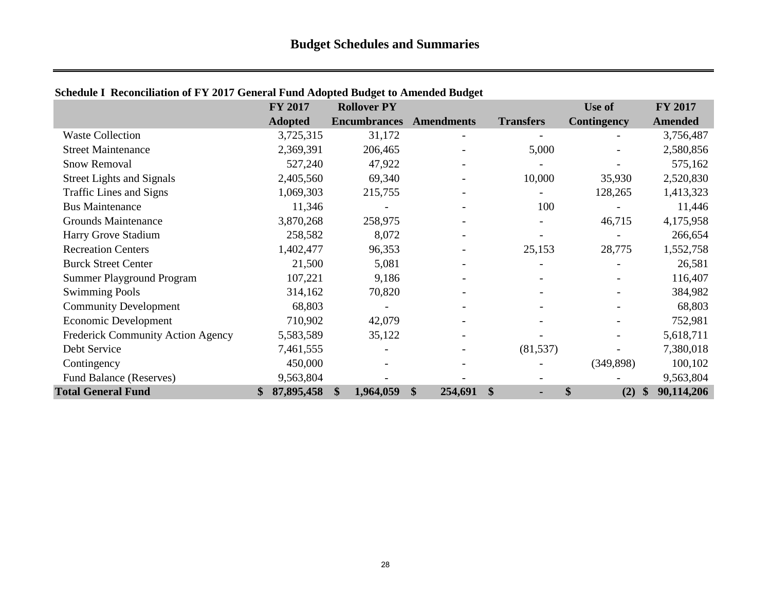# Budget Schedules and Summaries

**Schedule I Reconciliation of FY 2017 General Fund Adopted Budget to Amended Budget**

| | FY 2017 Adopted | Rollover PY Encumbrances | Amendments | Transfers | Use of Contingency | FY 2017 Amended |
|---|---|---|---|---|---|---|
| Waste Collection | 3,725,315 | 31,172 | - | - | - | 3,756,487 |
| Street Maintenance | 2,369,391 | 206,465 | - | 5,000 | - | 2,580,856 |
| Snow Removal | 527,240 | 47,922 | - | - | - | 575,162 |
| Street Lights and Signals | 2,405,560 | 69,340 | - | 10,000 | 35,930 | 2,520,830 |
| Traffic Lines and Signs | 1,069,303 | 215,755 | - | - | 128,265 | 1,413,323 |
| Bus Maintenance | 11,346 | - | - | 100 | - | 11,446 |
| Grounds Maintenance | 3,870,268 | 258,975 | - | - | 46,715 | 4,175,958 |
| Harry Grove Stadium | 258,582 | 8,072 | - | - | - | 266,654 |
| Recreation Centers | 1,402,477 | 96,353 | - | 25,153 | 28,775 | 1,552,758 |
| Burck Street Center | 21,500 | 5,081 | - | - | - | 26,581 |
| Summer Playground Program | 107,221 | 9,186 | - | - | - | 116,407 |
| Swimming Pools | 314,162 | 70,820 | - | - | - | 384,982 |
| Community Development | 68,803 | - | - | - | - | 68,803 |
| Economic Development | 710,902 | 42,079 | - | - | - | 752,981 |
| Frederick Community Action Agency | 5,583,589 | 35,122 | - | - | - | 5,618,711 |
| Debt Service | 7,461,555 | - | - | (81,537) | - | 7,380,018 |
| Contingency | 450,000 | - | - | - | (349,898) | 100,102 |
| Fund Balance (Reserves) | 9,563,804 | - | - | - | - | 9,563,804 |
| **Total General Fund** | **$ 87,895,458** | **$ 1,964,059** | **$ 254,691** | **$ -** | **$ (2)** | **$ 90,114,206** |